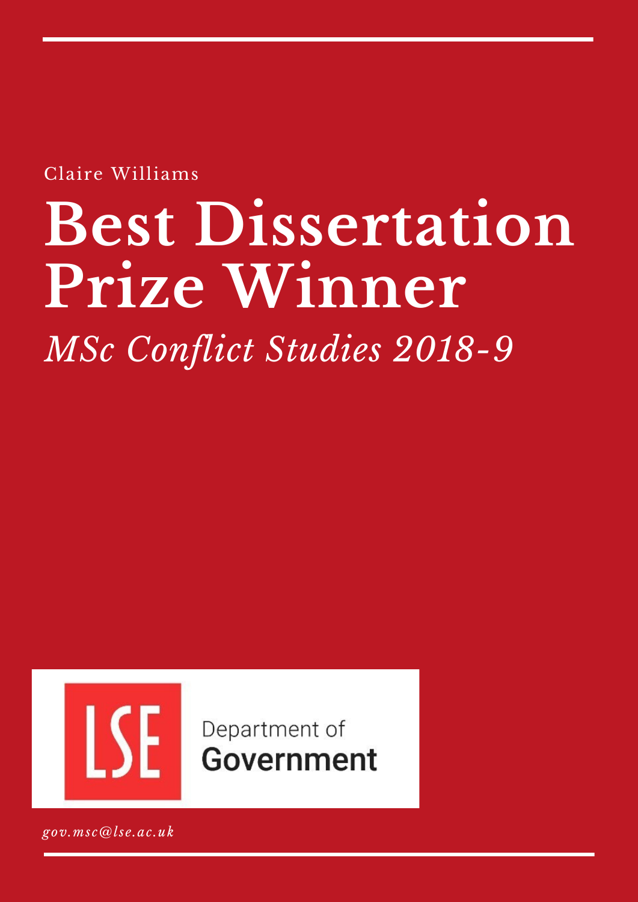Claire Williams

# Best Dissertation Prize Winner

*MSc Conflict Studies 2018-9*

LSE Department of Government

*gov.msc@lse.ac.uk*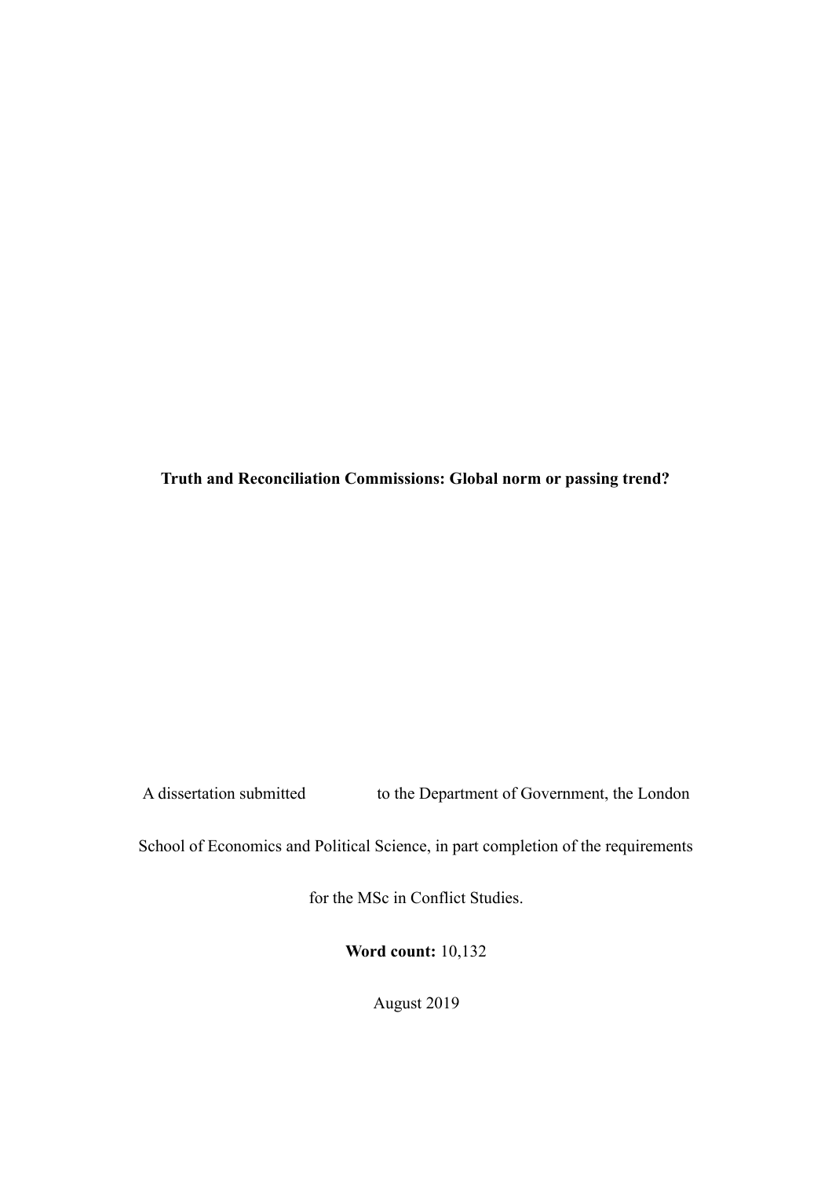**Truth and Reconciliation Commissions: Global norm or passing trend?**

A dissertation submitted to the Department of Government, the London School of Economics and Political Science, in part completion of the requirements for the MSc in Conflict Studies.

**Word count:** 10,132

August 2019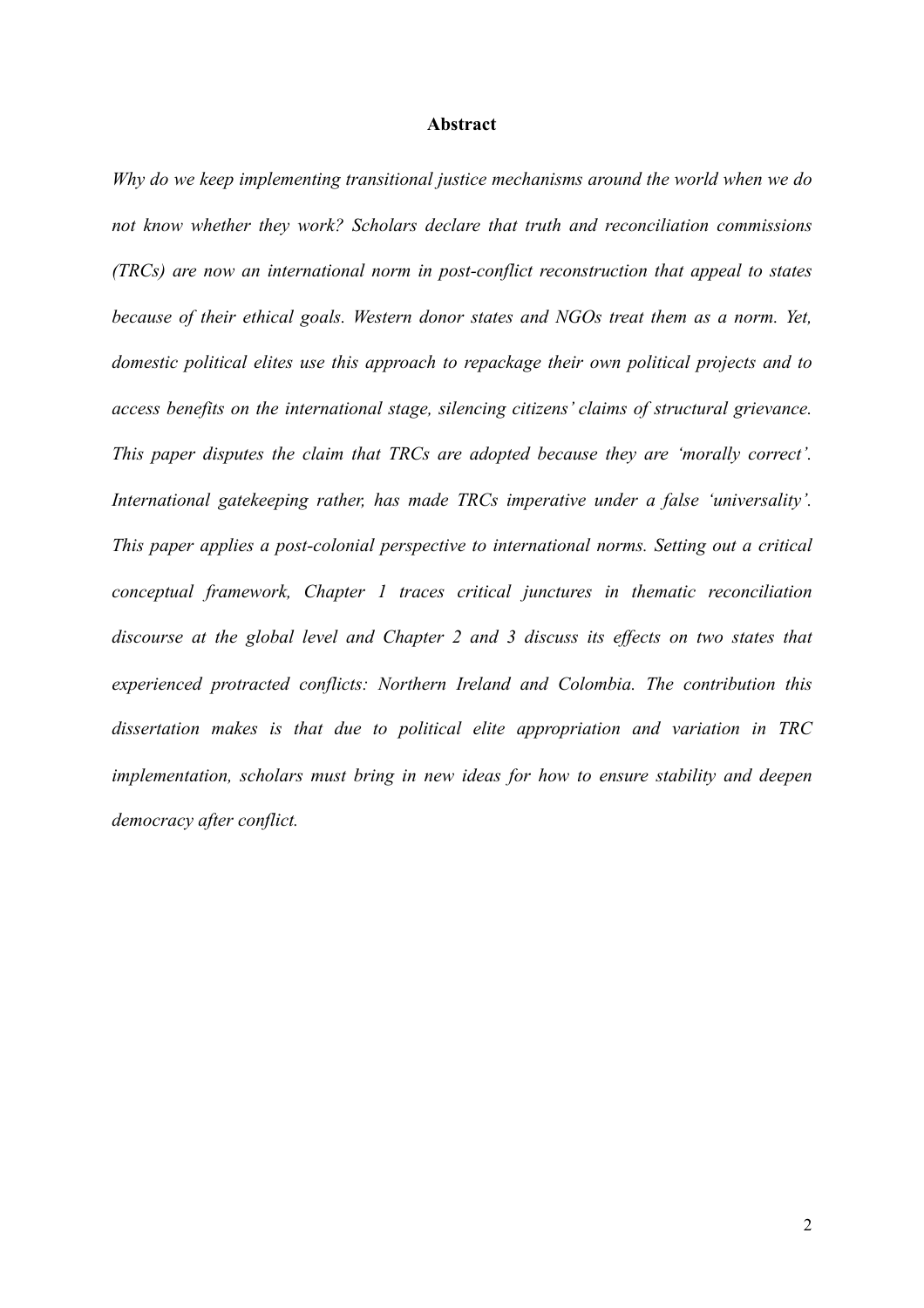# Abstract

*Why do we keep implementing transitional justice mechanisms around the world when we do not know whether they work? Scholars declare that truth and reconciliation commissions (TRCs) are now an international norm in post-conflict reconstruction that appeal to states because of their ethical goals. Western donor states and NGOs treat them as a norm. Yet, domestic political elites use this approach to repackage their own political projects and to access benefits on the international stage, silencing citizens' claims of structural grievance. This paper disputes the claim that TRCs are adopted because they are 'morally correct'. International gatekeeping rather, has made TRCs imperative under a false 'universality'. This paper applies a post-colonial perspective to international norms. Setting out a critical conceptual framework, Chapter 1 traces critical junctures in thematic reconciliation discourse at the global level and Chapter 2 and 3 discuss its effects on two states that experienced protracted conflicts: Northern Ireland and Colombia. The contribution this dissertation makes is that due to political elite appropriation and variation in TRC implementation, scholars must bring in new ideas for how to ensure stability and deepen democracy after conflict.*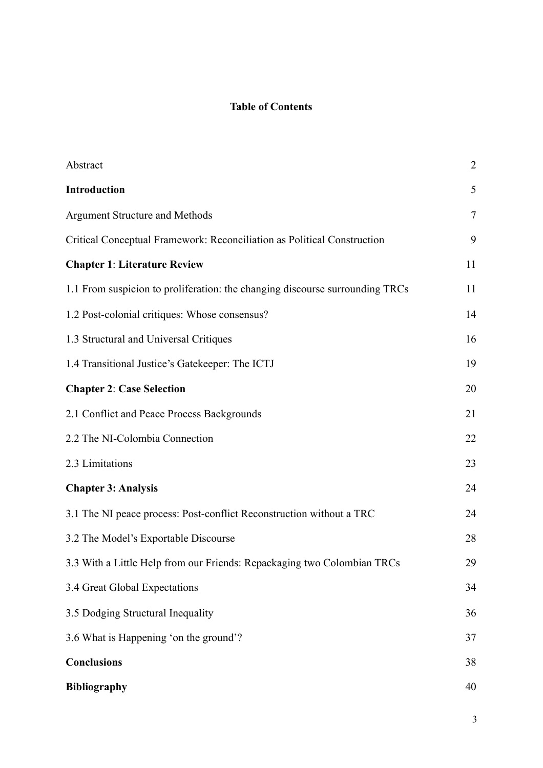**Table of Contents**

| | |
|---|---|
| Abstract | 2 |
| **Introduction** | 5 |
| Argument Structure and Methods | 7 |
| Critical Conceptual Framework: Reconciliation as Political Construction | 9 |
| **Chapter 1**: **Literature Review** | 11 |
| 1.1 From suspicion to proliferation: the changing discourse surrounding TRCs | 11 |
| 1.2 Post-colonial critiques: Whose consensus? | 14 |
| 1.3 Structural and Universal Critiques | 16 |
| 1.4 Transitional Justice's Gatekeeper: The ICTJ | 19 |
| **Chapter 2**: **Case Selection** | 20 |
| 2.1 Conflict and Peace Process Backgrounds | 21 |
| 2.2 The NI-Colombia Connection | 22 |
| 2.3 Limitations | 23 |
| **Chapter 3: Analysis** | 24 |
| 3.1 The NI peace process: Post-conflict Reconstruction without a TRC | 24 |
| 3.2 The Model's Exportable Discourse | 28 |
| 3.3 With a Little Help from our Friends: Repackaging two Colombian TRCs | 29 |
| 3.4 Great Global Expectations | 34 |
| 3.5 Dodging Structural Inequality | 36 |
| 3.6 What is Happening 'on the ground'? | 37 |
| **Conclusions** | 38 |
| **Bibliography** | 40 |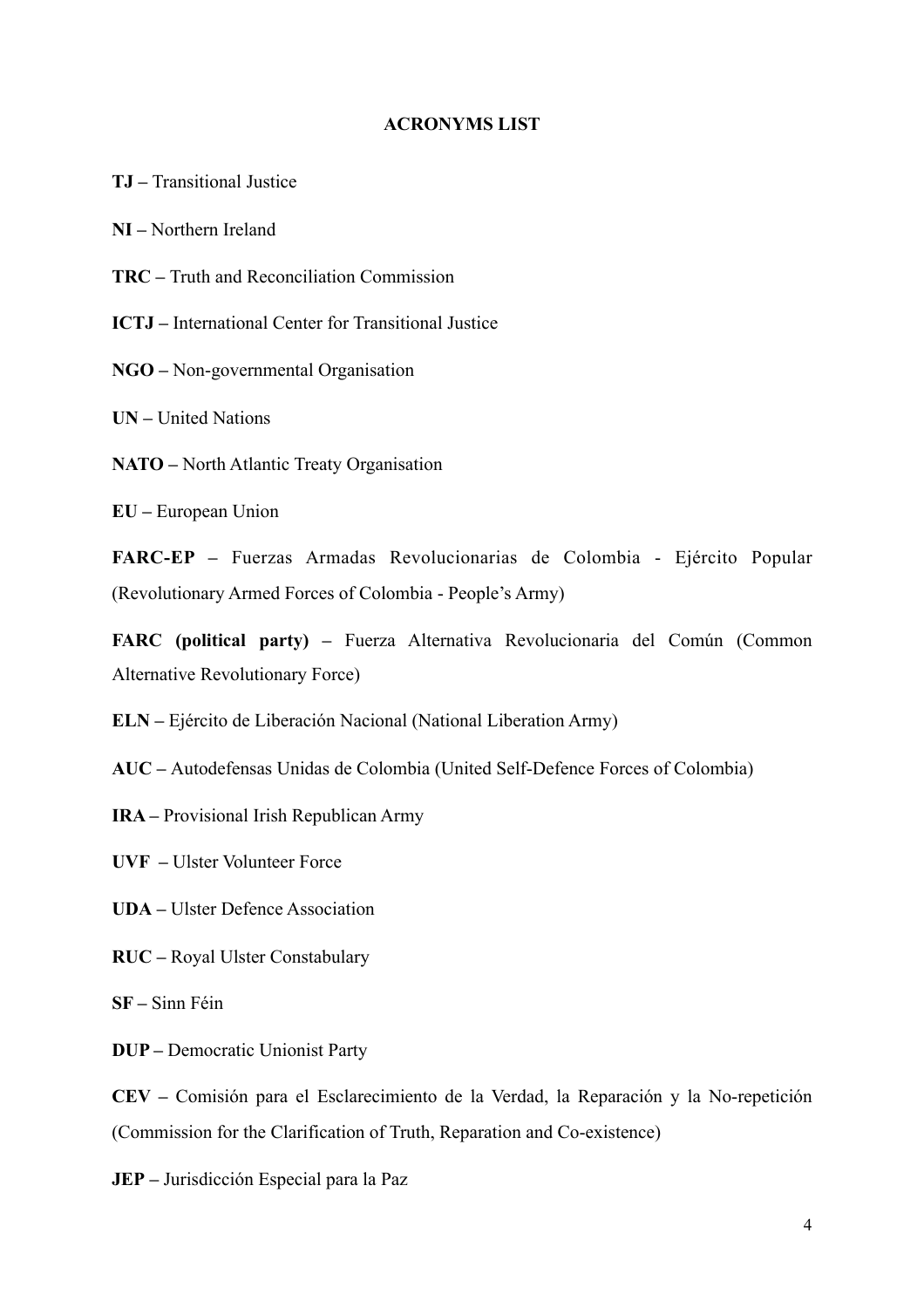**ACRONYMS LIST**

**TJ –** Transitional Justice

**NI –** Northern Ireland

**TRC –** Truth and Reconciliation Commission

**ICTJ –** International Center for Transitional Justice

**NGO –** Non-governmental Organisation

**UN –** United Nations

**NATO –** North Atlantic Treaty Organisation

**EU –** European Union

**FARC-EP –** Fuerzas Armadas Revolucionarias de Colombia - Ejército Popular (Revolutionary Armed Forces of Colombia - People's Army)

**FARC (political party) –** Fuerza Alternativa Revolucionaria del Común (Common Alternative Revolutionary Force)

**ELN –** Ejército de Liberación Nacional (National Liberation Army)

**AUC –** Autodefensas Unidas de Colombia (United Self-Defence Forces of Colombia)

**IRA –** Provisional Irish Republican Army

**UVF –** Ulster Volunteer Force

**UDA –** Ulster Defence Association

**RUC –** Royal Ulster Constabulary

**SF –** Sinn Féin

**DUP –** Democratic Unionist Party

**CEV –** Comisión para el Esclarecimiento de la Verdad, la Reparación y la No-repetición (Commission for the Clarification of Truth, Reparation and Co-existence)

**JEP –** Jurisdicción Especial para la Paz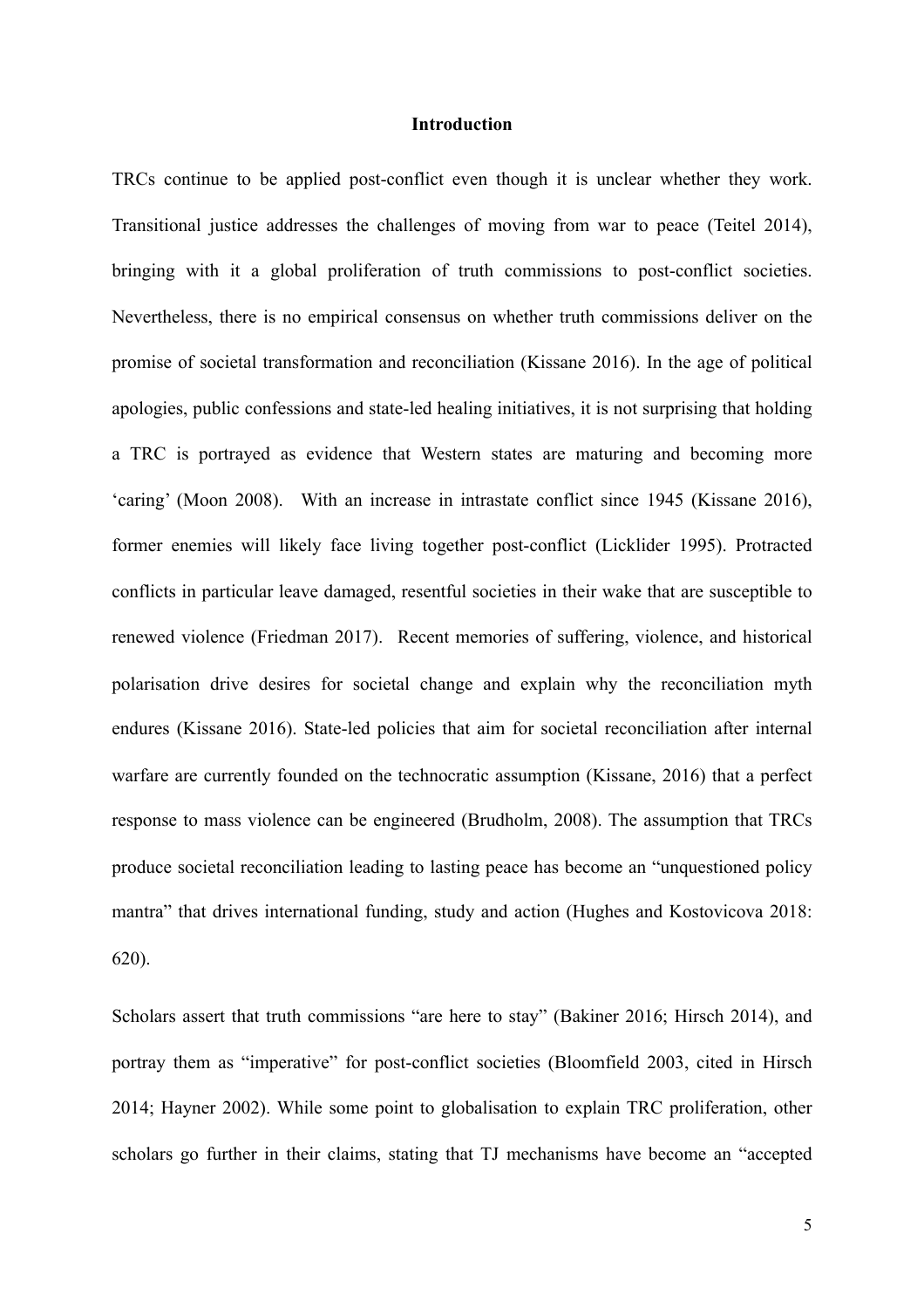## Introduction

TRCs continue to be applied post-conflict even though it is unclear whether they work. Transitional justice addresses the challenges of moving from war to peace (Teitel 2014), bringing with it a global proliferation of truth commissions to post-conflict societies. Nevertheless, there is no empirical consensus on whether truth commissions deliver on the promise of societal transformation and reconciliation (Kissane 2016). In the age of political apologies, public confessions and state-led healing initiatives, it is not surprising that holding a TRC is portrayed as evidence that Western states are maturing and becoming more 'caring' (Moon 2008). With an increase in intrastate conflict since 1945 (Kissane 2016), former enemies will likely face living together post-conflict (Licklider 1995). Protracted conflicts in particular leave damaged, resentful societies in their wake that are susceptible to renewed violence (Friedman 2017). Recent memories of suffering, violence, and historical polarisation drive desires for societal change and explain why the reconciliation myth endures (Kissane 2016). State-led policies that aim for societal reconciliation after internal warfare are currently founded on the technocratic assumption (Kissane, 2016) that a perfect response to mass violence can be engineered (Brudholm, 2008). The assumption that TRCs produce societal reconciliation leading to lasting peace has become an "unquestioned policy mantra" that drives international funding, study and action (Hughes and Kostovicova 2018: 620).

Scholars assert that truth commissions "are here to stay" (Bakiner 2016; Hirsch 2014), and portray them as "imperative" for post-conflict societies (Bloomfield 2003, cited in Hirsch 2014; Hayner 2002). While some point to globalisation to explain TRC proliferation, other scholars go further in their claims, stating that TJ mechanisms have become an "accepted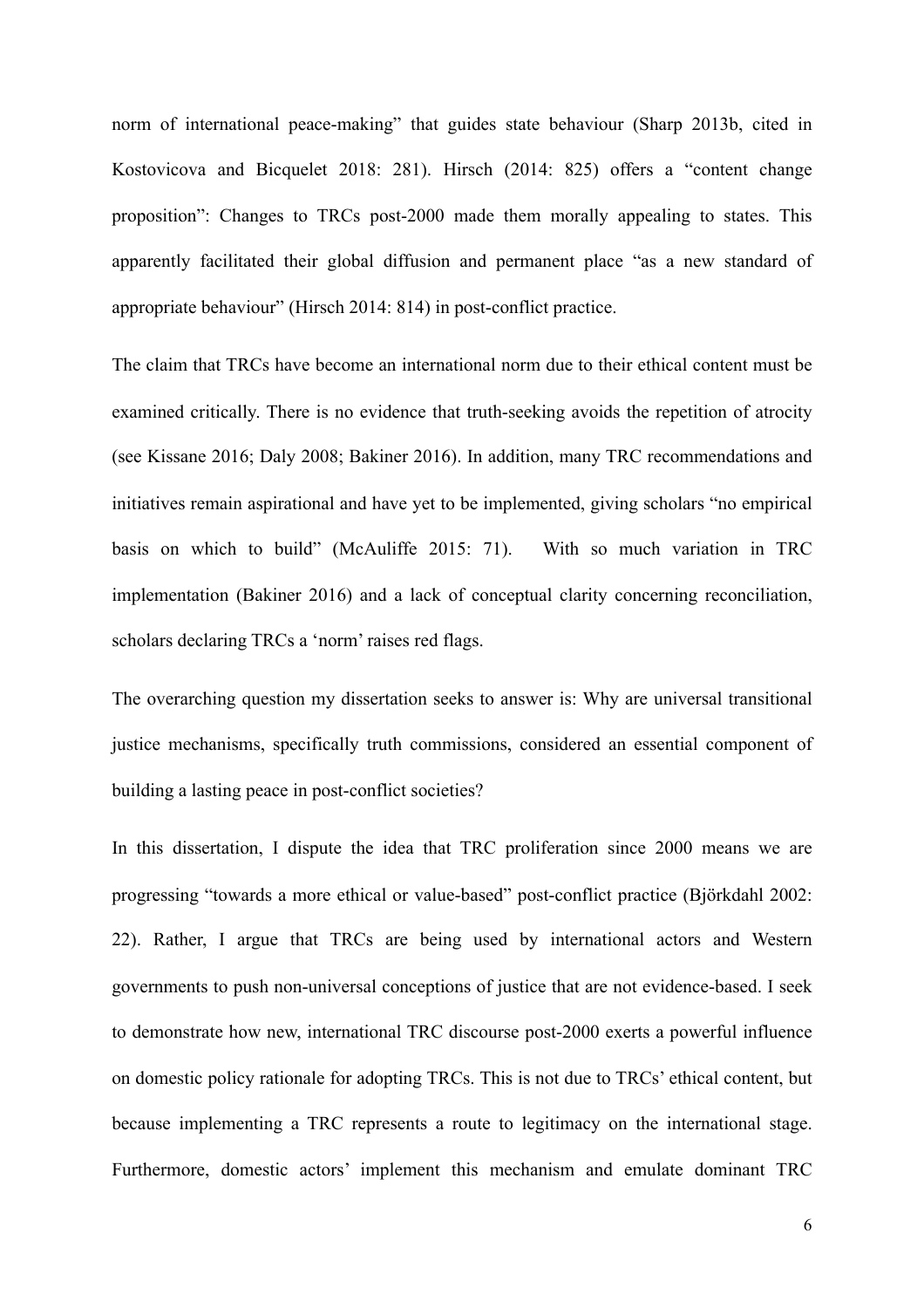norm of international peace-making" that guides state behaviour (Sharp 2013b, cited in Kostovicova and Bicquelet 2018: 281). Hirsch (2014: 825) offers a "content change proposition": Changes to TRCs post-2000 made them morally appealing to states. This apparently facilitated their global diffusion and permanent place "as a new standard of appropriate behaviour" (Hirsch 2014: 814) in post-conflict practice.

The claim that TRCs have become an international norm due to their ethical content must be examined critically. There is no evidence that truth-seeking avoids the repetition of atrocity (see Kissane 2016; Daly 2008; Bakiner 2016). In addition, many TRC recommendations and initiatives remain aspirational and have yet to be implemented, giving scholars "no empirical basis on which to build" (McAuliffe 2015: 71). With so much variation in TRC implementation (Bakiner 2016) and a lack of conceptual clarity concerning reconciliation, scholars declaring TRCs a 'norm' raises red flags.

The overarching question my dissertation seeks to answer is: Why are universal transitional justice mechanisms, specifically truth commissions, considered an essential component of building a lasting peace in post-conflict societies?

In this dissertation, I dispute the idea that TRC proliferation since 2000 means we are progressing "towards a more ethical or value-based" post-conflict practice (Björkdahl 2002: 22). Rather, I argue that TRCs are being used by international actors and Western governments to push non-universal conceptions of justice that are not evidence-based. I seek to demonstrate how new, international TRC discourse post-2000 exerts a powerful influence on domestic policy rationale for adopting TRCs. This is not due to TRCs' ethical content, but because implementing a TRC represents a route to legitimacy on the international stage. Furthermore, domestic actors' implement this mechanism and emulate dominant TRC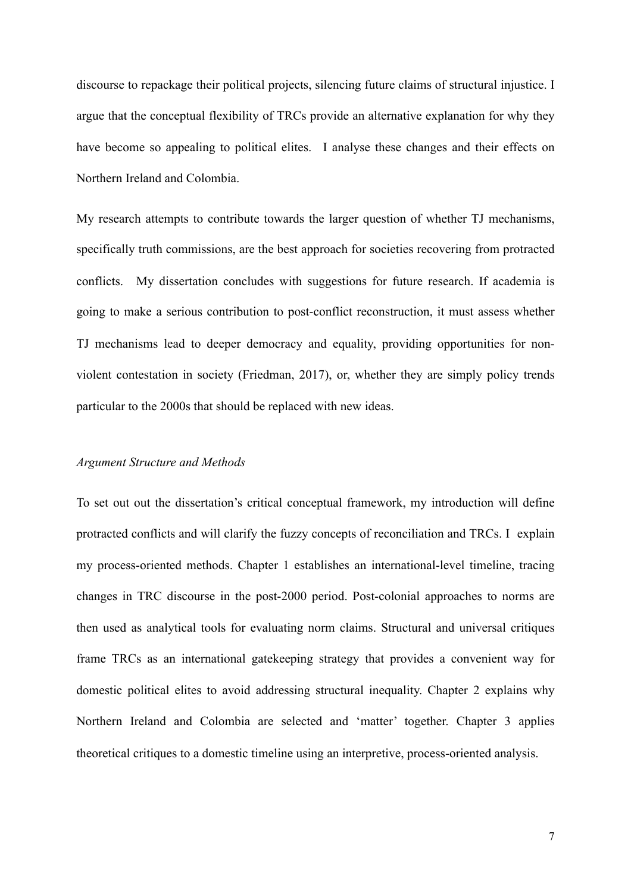discourse to repackage their political projects, silencing future claims of structural injustice. I argue that the conceptual flexibility of TRCs provide an alternative explanation for why they have become so appealing to political elites. I analyse these changes and their effects on Northern Ireland and Colombia.

My research attempts to contribute towards the larger question of whether TJ mechanisms, specifically truth commissions, are the best approach for societies recovering from protracted conflicts. My dissertation concludes with suggestions for future research. If academia is going to make a serious contribution to post-conflict reconstruction, it must assess whether TJ mechanisms lead to deeper democracy and equality, providing opportunities for non-violent contestation in society (Friedman, 2017), or, whether they are simply policy trends particular to the 2000s that should be replaced with new ideas.

*Argument Structure and Methods*

To set out out the dissertation's critical conceptual framework, my introduction will define protracted conflicts and will clarify the fuzzy concepts of reconciliation and TRCs. I explain my process-oriented methods. Chapter 1 establishes an international-level timeline, tracing changes in TRC discourse in the post-2000 period. Post-colonial approaches to norms are then used as analytical tools for evaluating norm claims. Structural and universal critiques frame TRCs as an international gatekeeping strategy that provides a convenient way for domestic political elites to avoid addressing structural inequality. Chapter 2 explains why Northern Ireland and Colombia are selected and 'matter' together. Chapter 3 applies theoretical critiques to a domestic timeline using an interpretive, process-oriented analysis.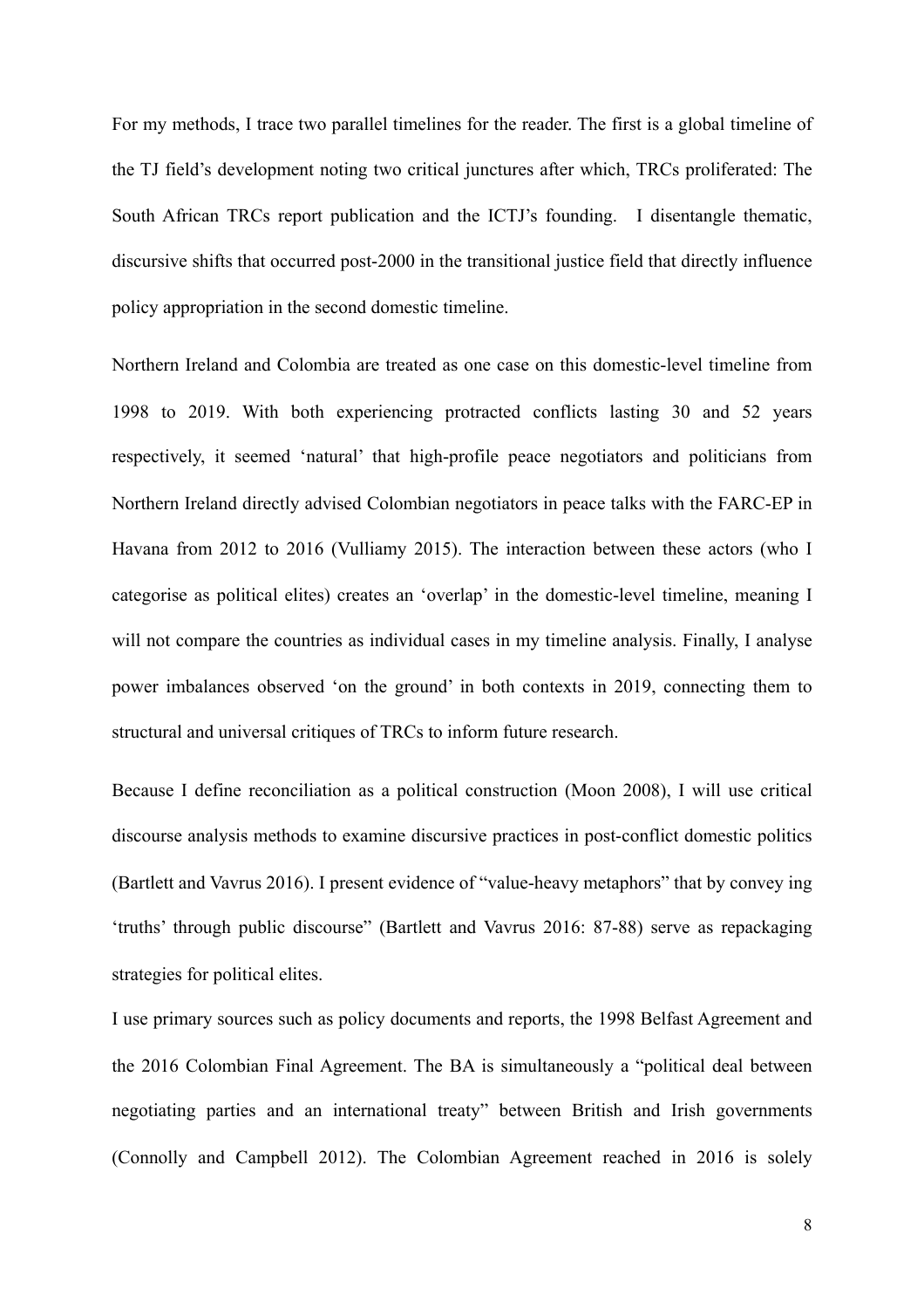For my methods, I trace two parallel timelines for the reader. The first is a global timeline of the TJ field's development noting two critical junctures after which, TRCs proliferated: The South African TRCs report publication and the ICTJ's founding.  I disentangle thematic, discursive shifts that occurred post-2000 in the transitional justice field that directly influence policy appropriation in the second domestic timeline.

Northern Ireland and Colombia are treated as one case on this domestic-level timeline from 1998 to 2019. With both experiencing protracted conflicts lasting 30 and 52 years respectively, it seemed 'natural' that high-profile peace negotiators and politicians from Northern Ireland directly advised Colombian negotiators in peace talks with the FARC-EP in Havana from 2012 to 2016 (Vulliamy 2015). The interaction between these actors (who I categorise as political elites) creates an 'overlap' in the domestic-level timeline, meaning I will not compare the countries as individual cases in my timeline analysis. Finally, I analyse power imbalances observed 'on the ground' in both contexts in 2019, connecting them to structural and universal critiques of TRCs to inform future research.

Because I define reconciliation as a political construction (Moon 2008), I will use critical discourse analysis methods to examine discursive practices in post-conflict domestic politics (Bartlett and Vavrus 2016). I present evidence of "value-heavy metaphors" that by convey ing 'truths' through public discourse" (Bartlett and Vavrus 2016: 87-88) serve as repackaging strategies for political elites.

I use primary sources such as policy documents and reports, the 1998 Belfast Agreement and the 2016 Colombian Final Agreement. The BA is simultaneously a "political deal between negotiating parties and an international treaty" between British and Irish governments (Connolly and Campbell 2012). The Colombian Agreement reached in 2016 is solely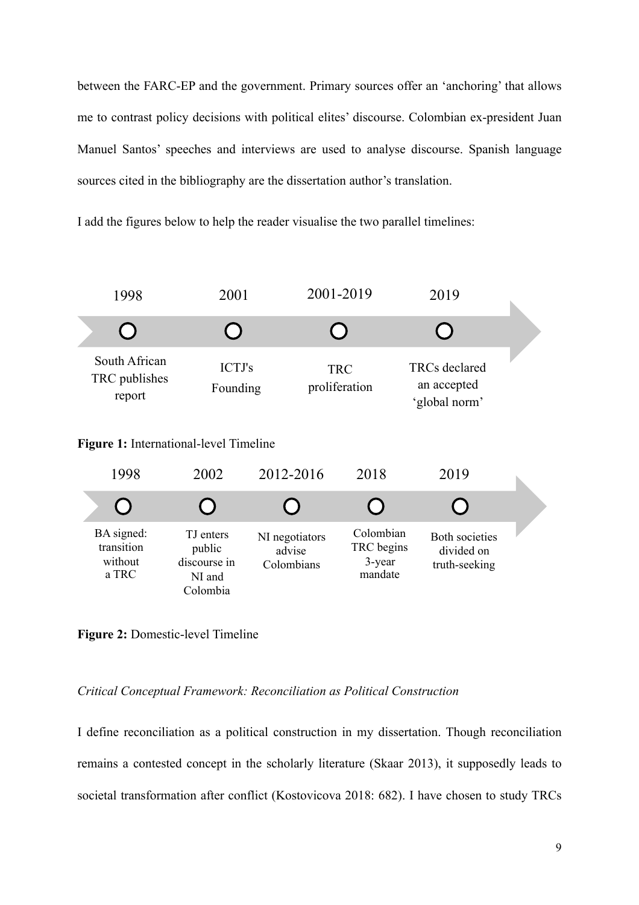between the FARC-EP and the government. Primary sources offer an 'anchoring' that allows me to contrast policy decisions with political elites' discourse. Colombian ex-president Juan Manuel Santos' speeches and interviews are used to analyse discourse. Spanish language sources cited in the bibliography are the dissertation author's translation.

I add the figures below to help the reader visualise the two parallel timelines:

| 1998 | 2001 | 2001-2019 | 2019 |
|---|---|---|---|
| South African TRC publishes report | ICTJ's Founding | TRC proliferation | TRCs declared an accepted 'global norm' |

**Figure 1:** International-level Timeline

| 1998 | 2002 | 2012-2016 | 2018 | 2019 |
|---|---|---|---|---|
| BA signed: transition without a TRC | TJ enters public discourse in NI and Colombia | NI negotiators advise Colombians | Colombian TRC begins 3-year mandate | Both societies divided on truth-seeking |

**Figure 2:** Domestic-level Timeline

*Critical Conceptual Framework: Reconciliation as Political Construction*

I define reconciliation as a political construction in my dissertation. Though reconciliation remains a contested concept in the scholarly literature (Skaar 2013), it supposedly leads to societal transformation after conflict (Kostovicova 2018: 682). I have chosen to study TRCs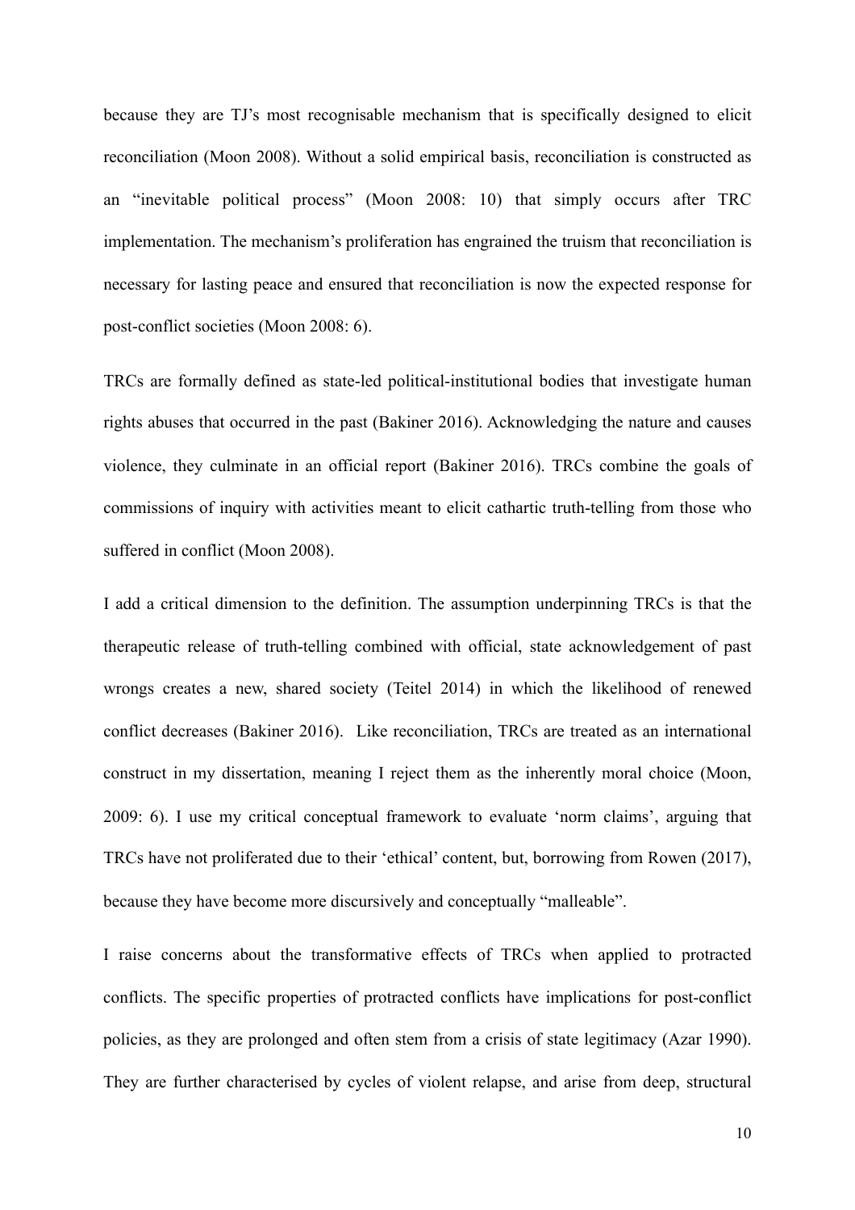because they are TJ's most recognisable mechanism that is specifically designed to elicit reconciliation (Moon 2008). Without a solid empirical basis, reconciliation is constructed as an "inevitable political process" (Moon 2008: 10) that simply occurs after TRC implementation. The mechanism's proliferation has engrained the truism that reconciliation is necessary for lasting peace and ensured that reconciliation is now the expected response for post-conflict societies (Moon 2008: 6).

TRCs are formally defined as state-led political-institutional bodies that investigate human rights abuses that occurred in the past (Bakiner 2016). Acknowledging the nature and causes violence, they culminate in an official report (Bakiner 2016). TRCs combine the goals of commissions of inquiry with activities meant to elicit cathartic truth-telling from those who suffered in conflict (Moon 2008).

I add a critical dimension to the definition. The assumption underpinning TRCs is that the therapeutic release of truth-telling combined with official, state acknowledgement of past wrongs creates a new, shared society (Teitel 2014) in which the likelihood of renewed conflict decreases (Bakiner 2016). Like reconciliation, TRCs are treated as an international construct in my dissertation, meaning I reject them as the inherently moral choice (Moon, 2009: 6). I use my critical conceptual framework to evaluate 'norm claims', arguing that TRCs have not proliferated due to their 'ethical' content, but, borrowing from Rowen (2017), because they have become more discursively and conceptually "malleable".

I raise concerns about the transformative effects of TRCs when applied to protracted conflicts. The specific properties of protracted conflicts have implications for post-conflict policies, as they are prolonged and often stem from a crisis of state legitimacy (Azar 1990). They are further characterised by cycles of violent relapse, and arise from deep, structural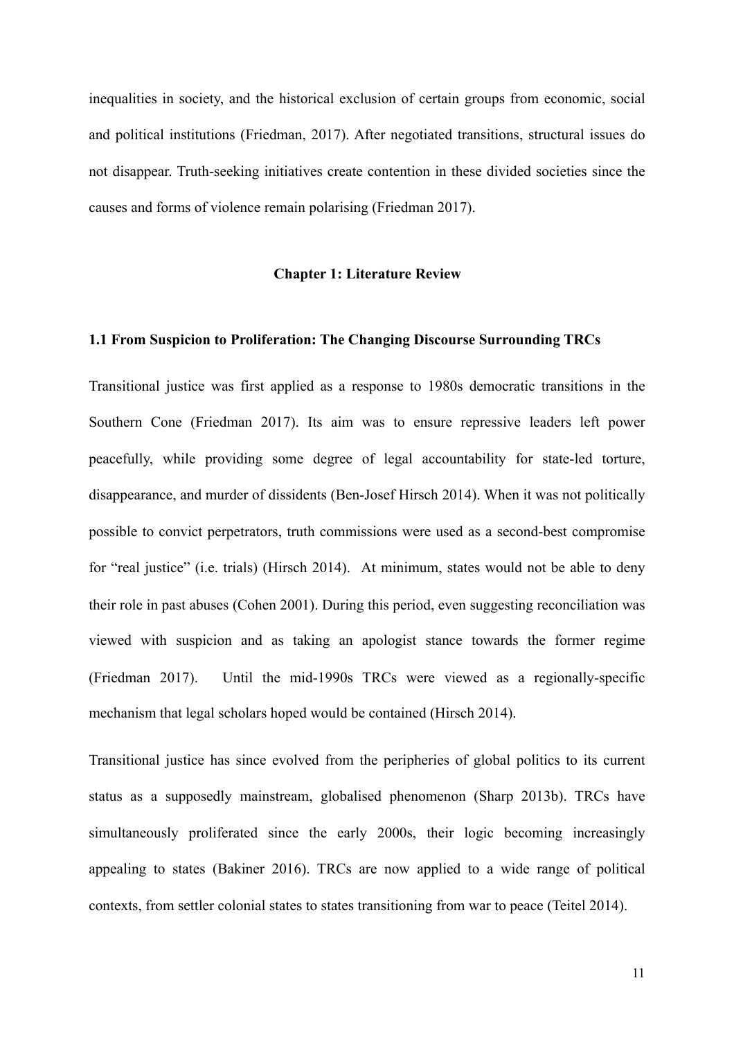inequalities in society, and the historical exclusion of certain groups from economic, social and political institutions (Friedman, 2017). After negotiated transitions, structural issues do not disappear. Truth-seeking initiatives create contention in these divided societies since the causes and forms of violence remain polarising (Friedman 2017).

# Chapter 1: Literature Review

## 1.1 From Suspicion to Proliferation: The Changing Discourse Surrounding TRCs

Transitional justice was first applied as a response to 1980s democratic transitions in the Southern Cone (Friedman 2017). Its aim was to ensure repressive leaders left power peacefully, while providing some degree of legal accountability for state-led torture, disappearance, and murder of dissidents (Ben-Josef Hirsch 2014). When it was not politically possible to convict perpetrators, truth commissions were used as a second-best compromise for "real justice" (i.e. trials) (Hirsch 2014). At minimum, states would not be able to deny their role in past abuses (Cohen 2001). During this period, even suggesting reconciliation was viewed with suspicion and as taking an apologist stance towards the former regime (Friedman 2017). Until the mid-1990s TRCs were viewed as a regionally-specific mechanism that legal scholars hoped would be contained (Hirsch 2014).

Transitional justice has since evolved from the peripheries of global politics to its current status as a supposedly mainstream, globalised phenomenon (Sharp 2013b). TRCs have simultaneously proliferated since the early 2000s, their logic becoming increasingly appealing to states (Bakiner 2016). TRCs are now applied to a wide range of political contexts, from settler colonial states to states transitioning from war to peace (Teitel 2014).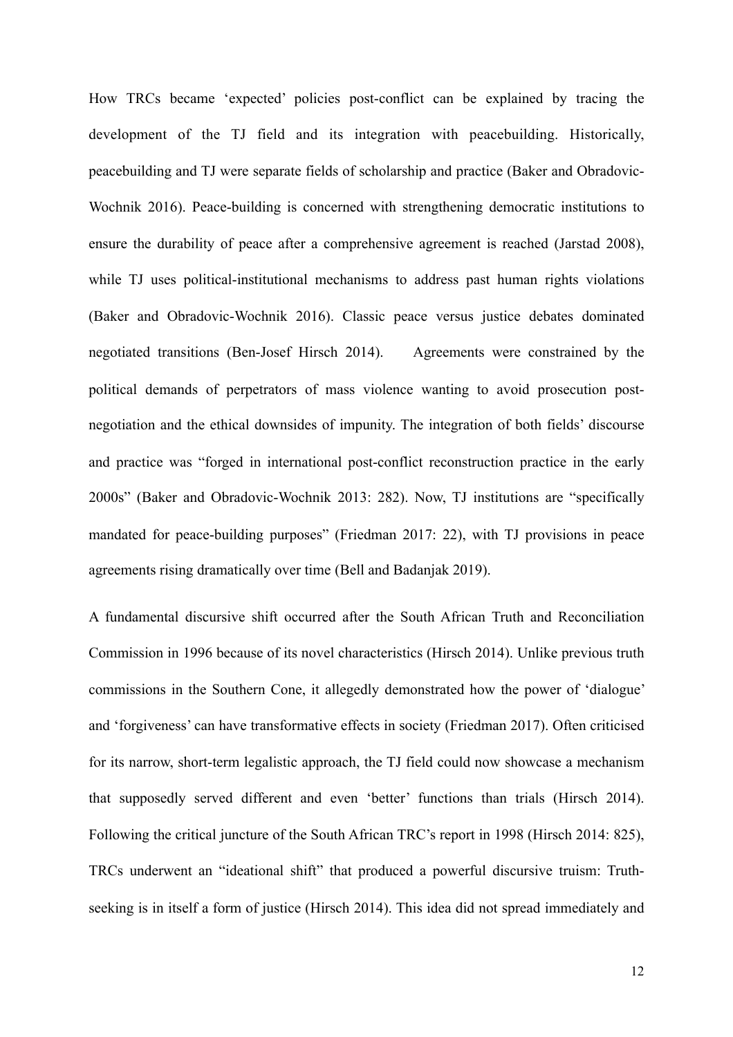How TRCs became 'expected' policies post-conflict can be explained by tracing the development of the TJ field and its integration with peacebuilding. Historically, peacebuilding and TJ were separate fields of scholarship and practice (Baker and Obradovic-Wochnik 2016). Peace-building is concerned with strengthening democratic institutions to ensure the durability of peace after a comprehensive agreement is reached (Jarstad 2008), while TJ uses political-institutional mechanisms to address past human rights violations (Baker and Obradovic-Wochnik 2016). Classic peace versus justice debates dominated negotiated transitions (Ben-Josef Hirsch 2014). Agreements were constrained by the political demands of perpetrators of mass violence wanting to avoid prosecution post-negotiation and the ethical downsides of impunity. The integration of both fields' discourse and practice was "forged in international post-conflict reconstruction practice in the early 2000s" (Baker and Obradovic-Wochnik 2013: 282). Now, TJ institutions are "specifically mandated for peace-building purposes" (Friedman 2017: 22), with TJ provisions in peace agreements rising dramatically over time (Bell and Badanjak 2019).

A fundamental discursive shift occurred after the South African Truth and Reconciliation Commission in 1996 because of its novel characteristics (Hirsch 2014). Unlike previous truth commissions in the Southern Cone, it allegedly demonstrated how the power of 'dialogue' and 'forgiveness' can have transformative effects in society (Friedman 2017). Often criticised for its narrow, short-term legalistic approach, the TJ field could now showcase a mechanism that supposedly served different and even 'better' functions than trials (Hirsch 2014). Following the critical juncture of the South African TRC's report in 1998 (Hirsch 2014: 825), TRCs underwent an "ideational shift" that produced a powerful discursive truism: Truth-seeking is in itself a form of justice (Hirsch 2014). This idea did not spread immediately and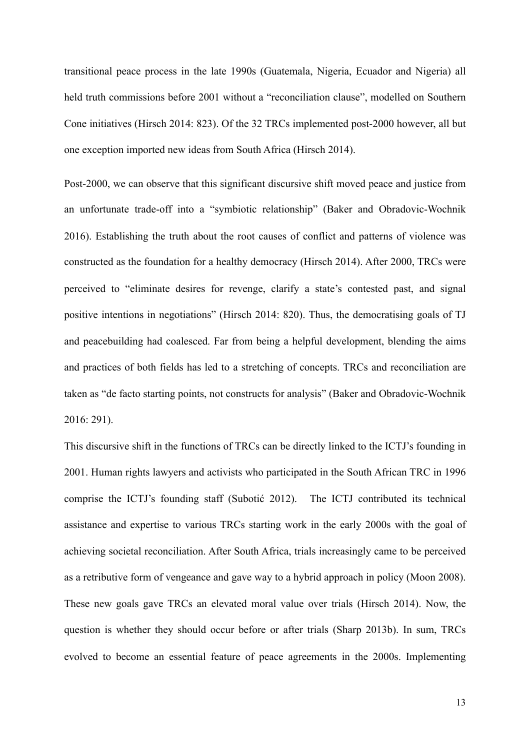transitional peace process in the late 1990s (Guatemala, Nigeria, Ecuador and Nigeria) all held truth commissions before 2001 without a "reconciliation clause", modelled on Southern Cone initiatives (Hirsch 2014: 823). Of the 32 TRCs implemented post-2000 however, all but one exception imported new ideas from South Africa (Hirsch 2014).

Post-2000, we can observe that this significant discursive shift moved peace and justice from an unfortunate trade-off into a "symbiotic relationship" (Baker and Obradovic-Wochnik 2016). Establishing the truth about the root causes of conflict and patterns of violence was constructed as the foundation for a healthy democracy (Hirsch 2014). After 2000, TRCs were perceived to "eliminate desires for revenge, clarify a state's contested past, and signal positive intentions in negotiations" (Hirsch 2014: 820). Thus, the democratising goals of TJ and peacebuilding had coalesced. Far from being a helpful development, blending the aims and practices of both fields has led to a stretching of concepts. TRCs and reconciliation are taken as "de facto starting points, not constructs for analysis" (Baker and Obradovic-Wochnik 2016: 291).

This discursive shift in the functions of TRCs can be directly linked to the ICTJ's founding in 2001. Human rights lawyers and activists who participated in the South African TRC in 1996 comprise the ICTJ's founding staff (Subotić 2012). The ICTJ contributed its technical assistance and expertise to various TRCs starting work in the early 2000s with the goal of achieving societal reconciliation. After South Africa, trials increasingly came to be perceived as a retributive form of vengeance and gave way to a hybrid approach in policy (Moon 2008). These new goals gave TRCs an elevated moral value over trials (Hirsch 2014). Now, the question is whether they should occur before or after trials (Sharp 2013b). In sum, TRCs evolved to become an essential feature of peace agreements in the 2000s. Implementing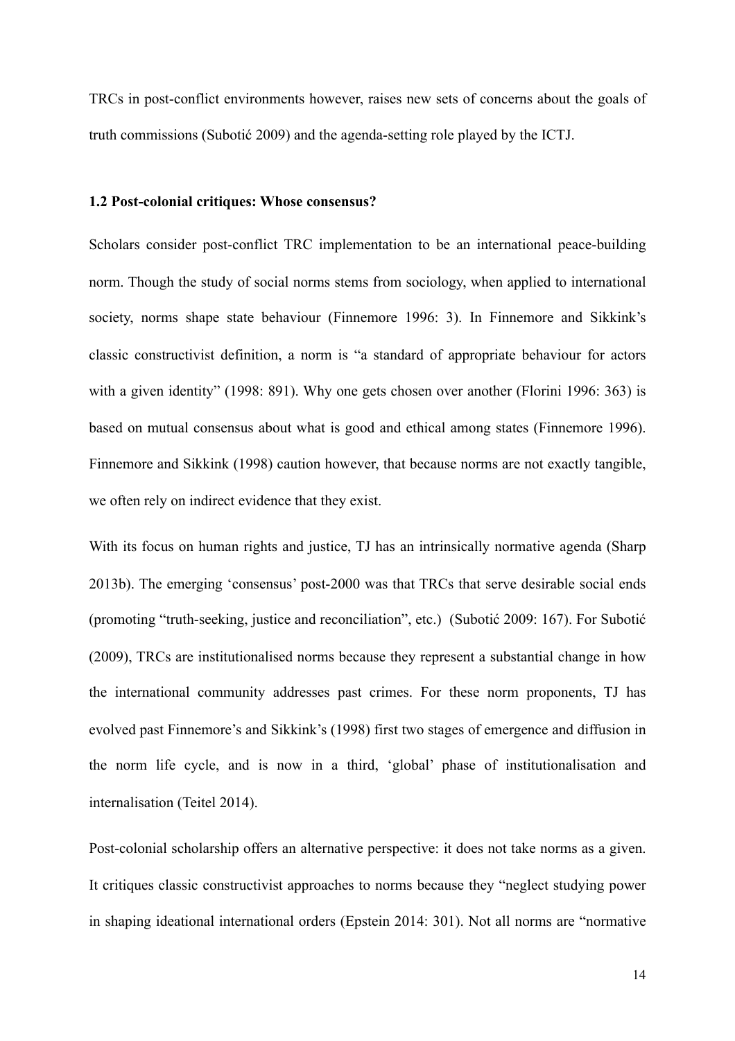TRCs in post-conflict environments however, raises new sets of concerns about the goals of truth commissions (Subotić 2009) and the agenda-setting role played by the ICTJ.

### 1.2 Post-colonial critiques: Whose consensus?

Scholars consider post-conflict TRC implementation to be an international peace-building norm. Though the study of social norms stems from sociology, when applied to international society, norms shape state behaviour (Finnemore 1996: 3). In Finnemore and Sikkink's classic constructivist definition, a norm is "a standard of appropriate behaviour for actors with a given identity" (1998: 891). Why one gets chosen over another (Florini 1996: 363) is based on mutual consensus about what is good and ethical among states (Finnemore 1996). Finnemore and Sikkink (1998) caution however, that because norms are not exactly tangible, we often rely on indirect evidence that they exist.

With its focus on human rights and justice, TJ has an intrinsically normative agenda (Sharp 2013b). The emerging 'consensus' post-2000 was that TRCs that serve desirable social ends (promoting "truth-seeking, justice and reconciliation", etc.) (Subotić 2009: 167). For Subotić (2009), TRCs are institutionalised norms because they represent a substantial change in how the international community addresses past crimes. For these norm proponents, TJ has evolved past Finnemore's and Sikkink's (1998) first two stages of emergence and diffusion in the norm life cycle, and is now in a third, 'global' phase of institutionalisation and internalisation (Teitel 2014).

Post-colonial scholarship offers an alternative perspective: it does not take norms as a given. It critiques classic constructivist approaches to norms because they "neglect studying power in shaping ideational international orders (Epstein 2014: 301). Not all norms are "normative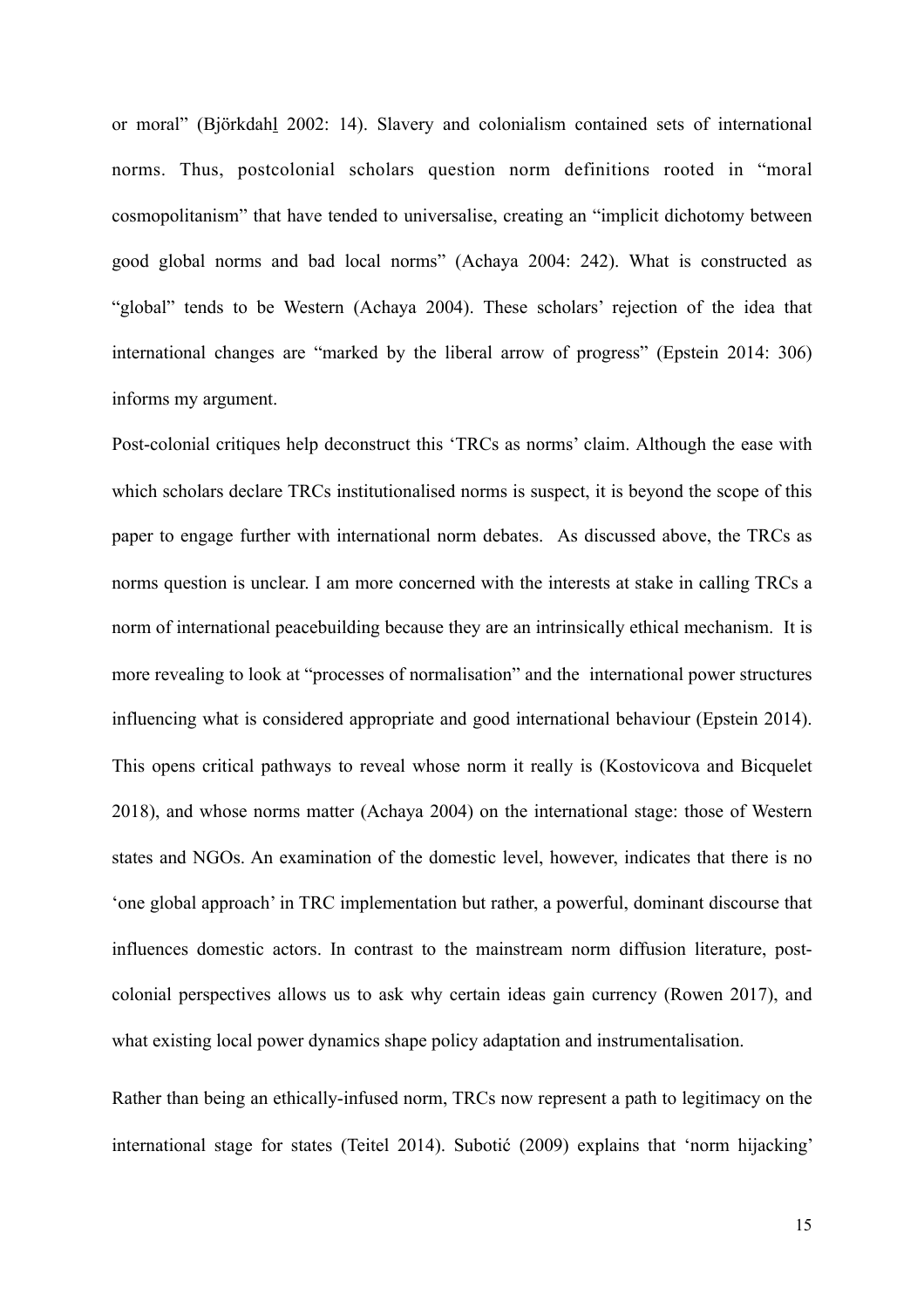or moral" (Björkdahl 2002: 14). Slavery and colonialism contained sets of international norms. Thus, postcolonial scholars question norm definitions rooted in "moral cosmopolitanism" that have tended to universalise, creating an "implicit dichotomy between good global norms and bad local norms" (Achaya 2004: 242). What is constructed as "global" tends to be Western (Achaya 2004). These scholars' rejection of the idea that international changes are "marked by the liberal arrow of progress" (Epstein 2014: 306) informs my argument.

Post-colonial critiques help deconstruct this 'TRCs as norms' claim. Although the ease with which scholars declare TRCs institutionalised norms is suspect, it is beyond the scope of this paper to engage further with international norm debates. As discussed above, the TRCs as norms question is unclear. I am more concerned with the interests at stake in calling TRCs a norm of international peacebuilding because they are an intrinsically ethical mechanism. It is more revealing to look at "processes of normalisation" and the international power structures influencing what is considered appropriate and good international behaviour (Epstein 2014). This opens critical pathways to reveal whose norm it really is (Kostovicova and Bicquelet 2018), and whose norms matter (Achaya 2004) on the international stage: those of Western states and NGOs. An examination of the domestic level, however, indicates that there is no 'one global approach' in TRC implementation but rather, a powerful, dominant discourse that influences domestic actors. In contrast to the mainstream norm diffusion literature, post-colonial perspectives allows us to ask why certain ideas gain currency (Rowen 2017), and what existing local power dynamics shape policy adaptation and instrumentalisation.

Rather than being an ethically-infused norm, TRCs now represent a path to legitimacy on the international stage for states (Teitel 2014). Subotić (2009) explains that 'norm hijacking'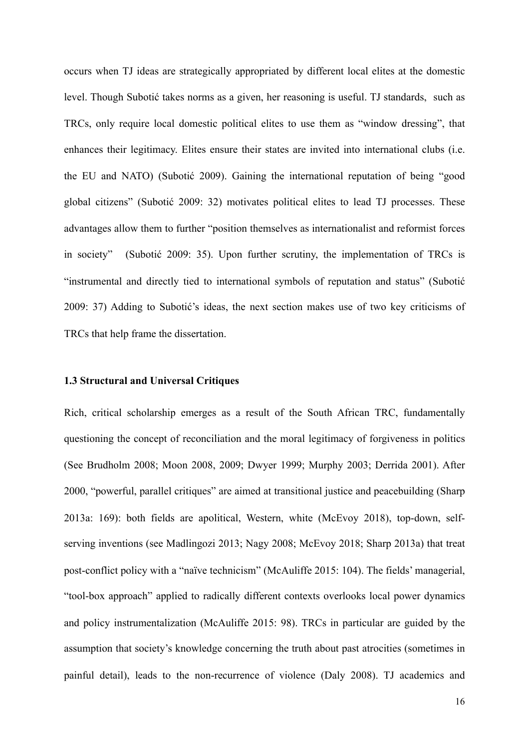occurs when TJ ideas are strategically appropriated by different local elites at the domestic level. Though Subotić takes norms as a given, her reasoning is useful. TJ standards, such as TRCs, only require local domestic political elites to use them as "window dressing", that enhances their legitimacy. Elites ensure their states are invited into international clubs (i.e. the EU and NATO) (Subotić 2009). Gaining the international reputation of being "good global citizens" (Subotić 2009: 32) motivates political elites to lead TJ processes. These advantages allow them to further "position themselves as internationalist and reformist forces in society" (Subotić 2009: 35). Upon further scrutiny, the implementation of TRCs is "instrumental and directly tied to international symbols of reputation and status" (Subotić 2009: 37) Adding to Subotić's ideas, the next section makes use of two key criticisms of TRCs that help frame the dissertation.

### 1.3 Structural and Universal Critiques

Rich, critical scholarship emerges as a result of the South African TRC, fundamentally questioning the concept of reconciliation and the moral legitimacy of forgiveness in politics (See Brudholm 2008; Moon 2008, 2009; Dwyer 1999; Murphy 2003; Derrida 2001). After 2000, "powerful, parallel critiques" are aimed at transitional justice and peacebuilding (Sharp 2013a: 169): both fields are apolitical, Western, white (McEvoy 2018), top-down, self-serving inventions (see Madlingozi 2013; Nagy 2008; McEvoy 2018; Sharp 2013a) that treat post-conflict policy with a "naïve technicism" (McAuliffe 2015: 104). The fields' managerial, "tool-box approach" applied to radically different contexts overlooks local power dynamics and policy instrumentalization (McAuliffe 2015: 98). TRCs in particular are guided by the assumption that society's knowledge concerning the truth about past atrocities (sometimes in painful detail), leads to the non-recurrence of violence (Daly 2008). TJ academics and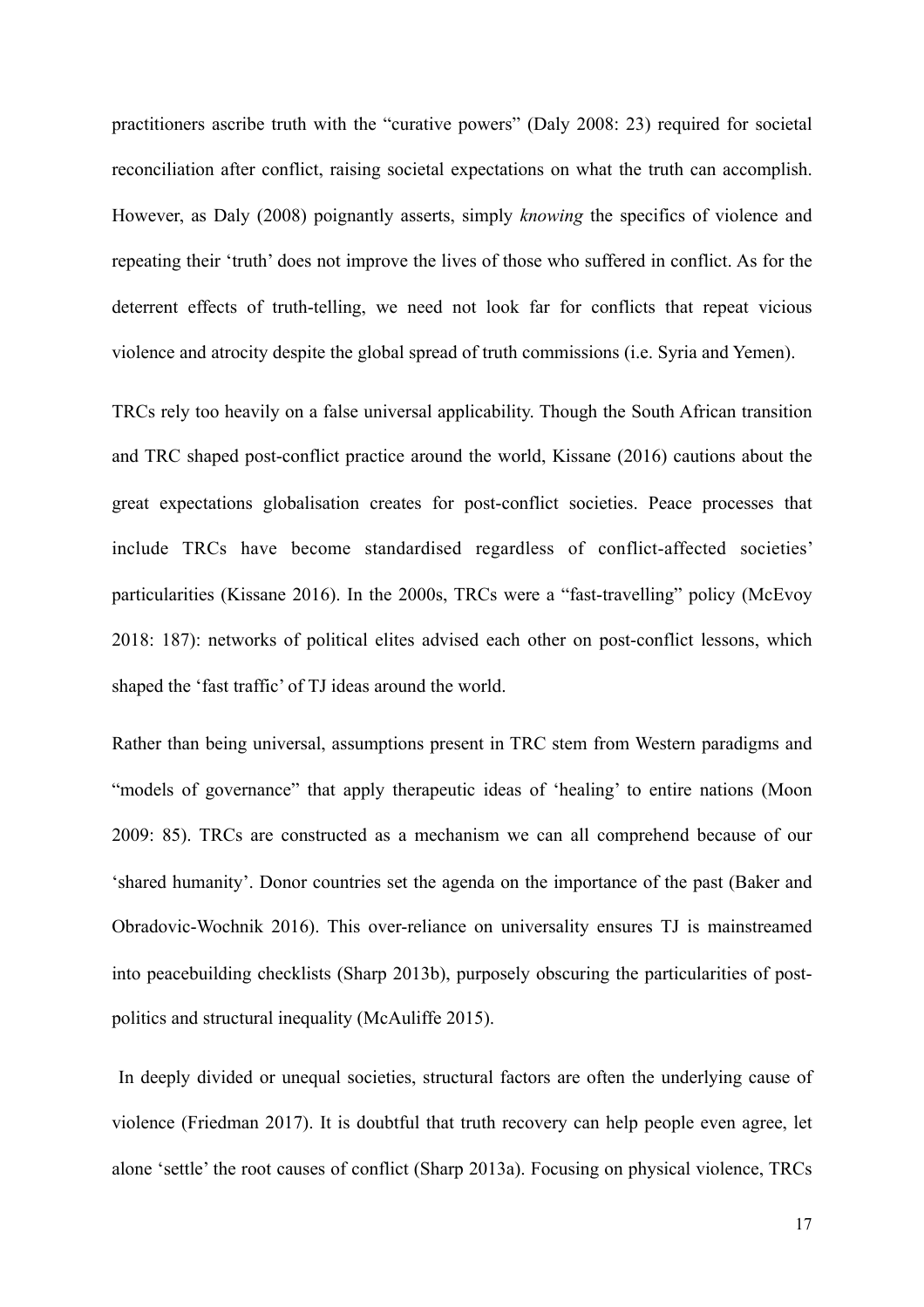practitioners ascribe truth with the "curative powers" (Daly 2008: 23) required for societal reconciliation after conflict, raising societal expectations on what the truth can accomplish. However, as Daly (2008) poignantly asserts, simply *knowing* the specifics of violence and repeating their 'truth' does not improve the lives of those who suffered in conflict. As for the deterrent effects of truth-telling, we need not look far for conflicts that repeat vicious violence and atrocity despite the global spread of truth commissions (i.e. Syria and Yemen).

TRCs rely too heavily on a false universal applicability. Though the South African transition and TRC shaped post-conflict practice around the world, Kissane (2016) cautions about the great expectations globalisation creates for post-conflict societies. Peace processes that include TRCs have become standardised regardless of conflict-affected societies' particularities (Kissane 2016). In the 2000s, TRCs were a "fast-travelling" policy (McEvoy 2018: 187): networks of political elites advised each other on post-conflict lessons, which shaped the 'fast traffic' of TJ ideas around the world.

Rather than being universal, assumptions present in TRC stem from Western paradigms and "models of governance" that apply therapeutic ideas of 'healing' to entire nations (Moon 2009: 85). TRCs are constructed as a mechanism we can all comprehend because of our 'shared humanity'. Donor countries set the agenda on the importance of the past (Baker and Obradovic-Wochnik 2016). This over-reliance on universality ensures TJ is mainstreamed into peacebuilding checklists (Sharp 2013b), purposely obscuring the particularities of post-politics and structural inequality (McAuliffe 2015).

In deeply divided or unequal societies, structural factors are often the underlying cause of violence (Friedman 2017). It is doubtful that truth recovery can help people even agree, let alone 'settle' the root causes of conflict (Sharp 2013a). Focusing on physical violence, TRCs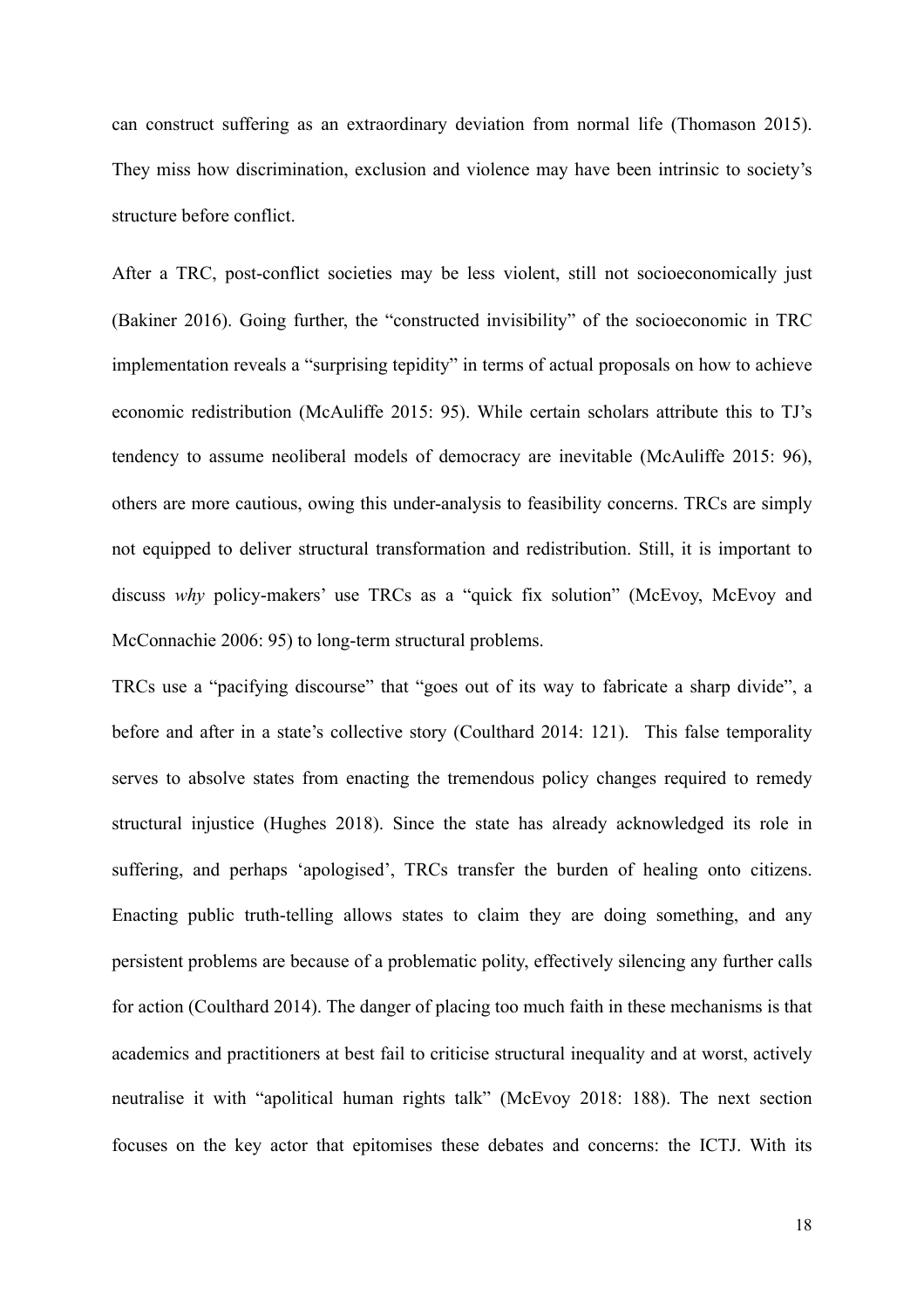can construct suffering as an extraordinary deviation from normal life (Thomason 2015). They miss how discrimination, exclusion and violence may have been intrinsic to society's structure before conflict.

After a TRC, post-conflict societies may be less violent, still not socioeconomically just (Bakiner 2016). Going further, the "constructed invisibility" of the socioeconomic in TRC implementation reveals a "surprising tepidity" in terms of actual proposals on how to achieve economic redistribution (McAuliffe 2015: 95). While certain scholars attribute this to TJ's tendency to assume neoliberal models of democracy are inevitable (McAuliffe 2015: 96), others are more cautious, owing this under-analysis to feasibility concerns. TRCs are simply not equipped to deliver structural transformation and redistribution. Still, it is important to discuss *why* policy-makers' use TRCs as a "quick fix solution" (McEvoy, McEvoy and McConnachie 2006: 95) to long-term structural problems.

TRCs use a "pacifying discourse" that "goes out of its way to fabricate a sharp divide", a before and after in a state's collective story (Coulthard 2014: 121). This false temporality serves to absolve states from enacting the tremendous policy changes required to remedy structural injustice (Hughes 2018). Since the state has already acknowledged its role in suffering, and perhaps 'apologised', TRCs transfer the burden of healing onto citizens. Enacting public truth-telling allows states to claim they are doing something, and any persistent problems are because of a problematic polity, effectively silencing any further calls for action (Coulthard 2014). The danger of placing too much faith in these mechanisms is that academics and practitioners at best fail to criticise structural inequality and at worst, actively neutralise it with "apolitical human rights talk" (McEvoy 2018: 188). The next section focuses on the key actor that epitomises these debates and concerns: the ICTJ. With its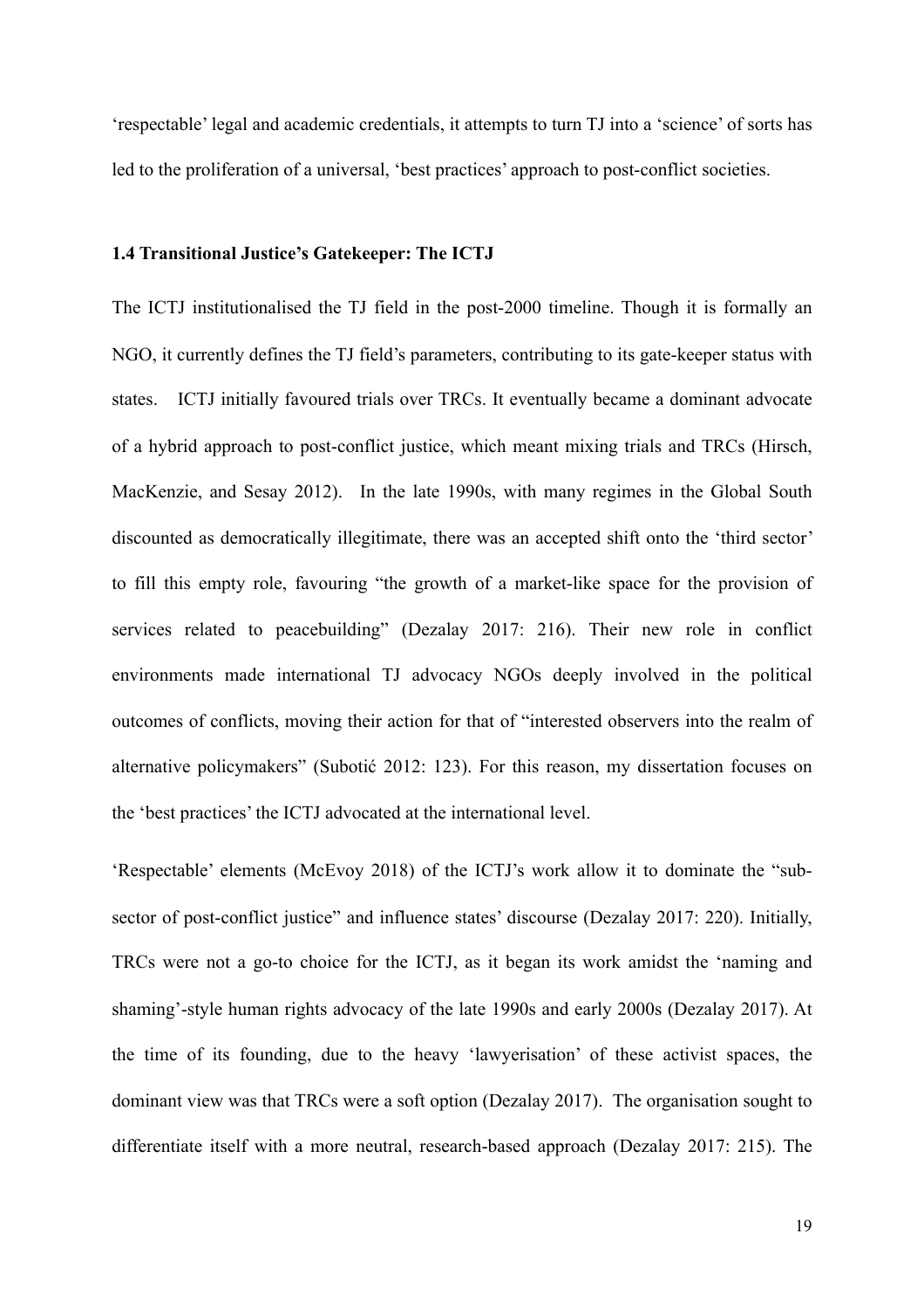'respectable' legal and academic credentials, it attempts to turn TJ into a 'science' of sorts has led to the proliferation of a universal, 'best practices' approach to post-conflict societies.

### 1.4 Transitional Justice's Gatekeeper: The ICTJ

The ICTJ institutionalised the TJ field in the post-2000 timeline. Though it is formally an NGO, it currently defines the TJ field's parameters, contributing to its gate-keeper status with states. ICTJ initially favoured trials over TRCs. It eventually became a dominant advocate of a hybrid approach to post-conflict justice, which meant mixing trials and TRCs (Hirsch, MacKenzie, and Sesay 2012). In the late 1990s, with many regimes in the Global South discounted as democratically illegitimate, there was an accepted shift onto the 'third sector' to fill this empty role, favouring "the growth of a market-like space for the provision of services related to peacebuilding" (Dezalay 2017: 216). Their new role in conflict environments made international TJ advocacy NGOs deeply involved in the political outcomes of conflicts, moving their action for that of "interested observers into the realm of alternative policymakers" (Subotić 2012: 123). For this reason, my dissertation focuses on the 'best practices' the ICTJ advocated at the international level.

'Respectable' elements (McEvoy 2018) of the ICTJ's work allow it to dominate the "sub-sector of post-conflict justice" and influence states' discourse (Dezalay 2017: 220). Initially, TRCs were not a go-to choice for the ICTJ, as it began its work amidst the 'naming and shaming'-style human rights advocacy of the late 1990s and early 2000s (Dezalay 2017). At the time of its founding, due to the heavy 'lawyerisation' of these activist spaces, the dominant view was that TRCs were a soft option (Dezalay 2017). The organisation sought to differentiate itself with a more neutral, research-based approach (Dezalay 2017: 215). The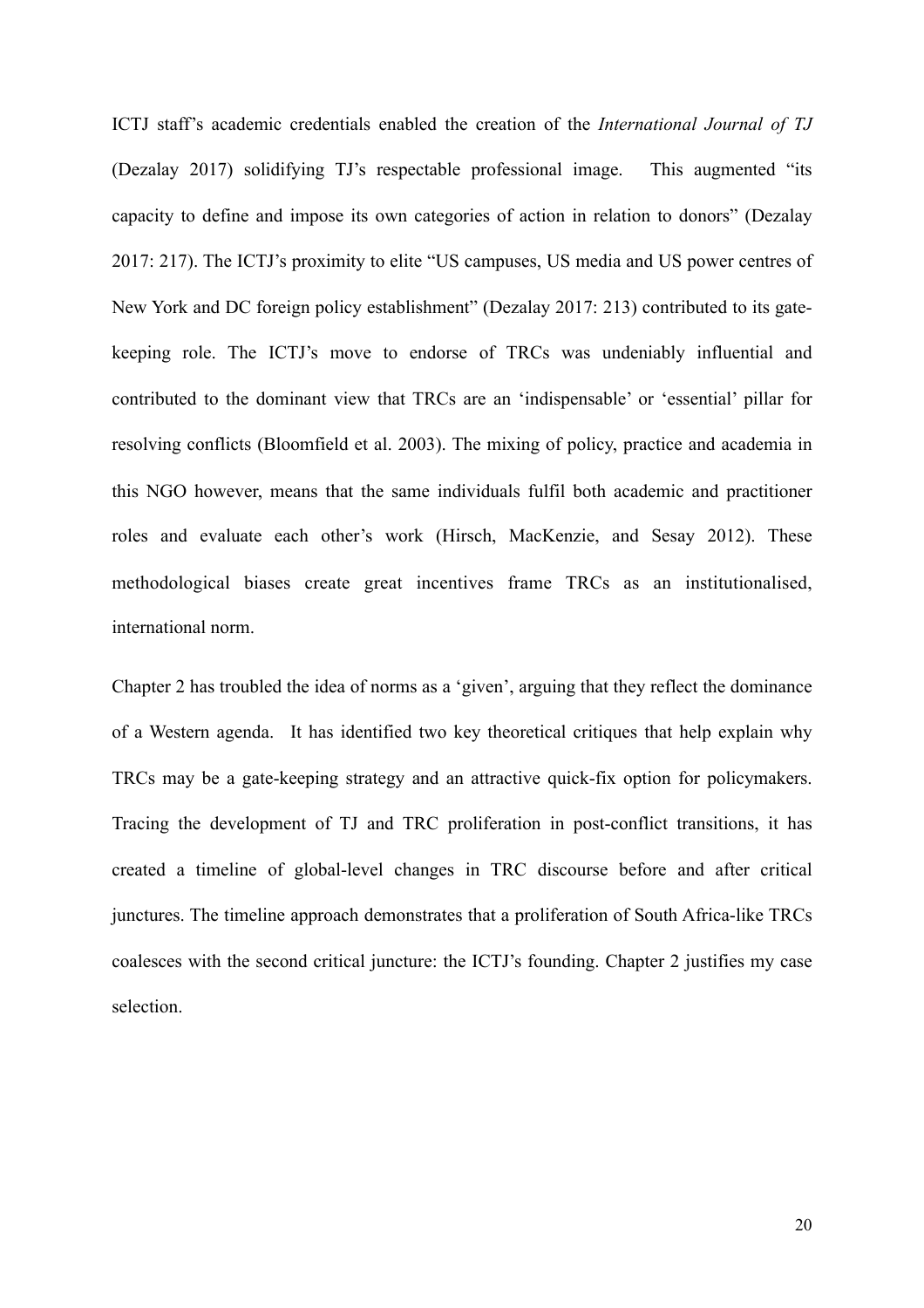ICTJ staff's academic credentials enabled the creation of the *International Journal of TJ* (Dezalay 2017) solidifying TJ's respectable professional image. This augmented "its capacity to define and impose its own categories of action in relation to donors" (Dezalay 2017: 217). The ICTJ's proximity to elite "US campuses, US media and US power centres of New York and DC foreign policy establishment" (Dezalay 2017: 213) contributed to its gate-keeping role. The ICTJ's move to endorse of TRCs was undeniably influential and contributed to the dominant view that TRCs are an 'indispensable' or 'essential' pillar for resolving conflicts (Bloomfield et al. 2003). The mixing of policy, practice and academia in this NGO however, means that the same individuals fulfil both academic and practitioner roles and evaluate each other's work (Hirsch, MacKenzie, and Sesay 2012). These methodological biases create great incentives frame TRCs as an institutionalised, international norm.

Chapter 2 has troubled the idea of norms as a 'given', arguing that they reflect the dominance of a Western agenda. It has identified two key theoretical critiques that help explain why TRCs may be a gate-keeping strategy and an attractive quick-fix option for policymakers. Tracing the development of TJ and TRC proliferation in post-conflict transitions, it has created a timeline of global-level changes in TRC discourse before and after critical junctures. The timeline approach demonstrates that a proliferation of South Africa-like TRCs coalesces with the second critical juncture: the ICTJ's founding. Chapter 2 justifies my case selection.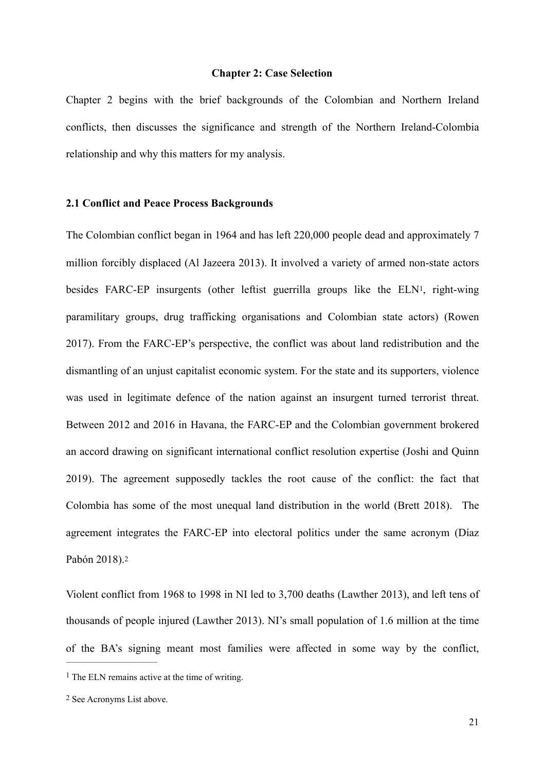## Chapter 2: Case Selection

Chapter 2 begins with the brief backgrounds of the Colombian and Northern Ireland conflicts, then discusses the significance and strength of the Northern Ireland-Colombia relationship and why this matters for my analysis.

### 2.1 Conflict and Peace Process Backgrounds

The Colombian conflict began in 1964 and has left 220,000 people dead and approximately 7 million forcibly displaced (Al Jazeera 2013). It involved a variety of armed non-state actors besides FARC-EP insurgents (other leftist guerrilla groups like the ELN[1], right-wing paramilitary groups, drug trafficking organisations and Colombian state actors) (Rowen 2017). From the FARC-EP's perspective, the conflict was about land redistribution and the dismantling of an unjust capitalist economic system. For the state and its supporters, violence was used in legitimate defence of the nation against an insurgent turned terrorist threat. Between 2012 and 2016 in Havana, the FARC-EP and the Colombian government brokered an accord drawing on significant international conflict resolution expertise (Joshi and Quinn 2019). The agreement supposedly tackles the root cause of the conflict: the fact that Colombia has some of the most unequal land distribution in the world (Brett 2018). The agreement integrates the FARC-EP into electoral politics under the same acronym (Díaz Pabón 2018).[2]

Violent conflict from 1968 to 1998 in NI led to 3,700 deaths (Lawther 2013), and left tens of thousands of people injured (Lawther 2013). NI's small population of 1.6 million at the time of the BA's signing meant most families were affected in some way by the conflict,

---

[1] The ELN remains active at the time of writing.

[2] See Acronyms List above.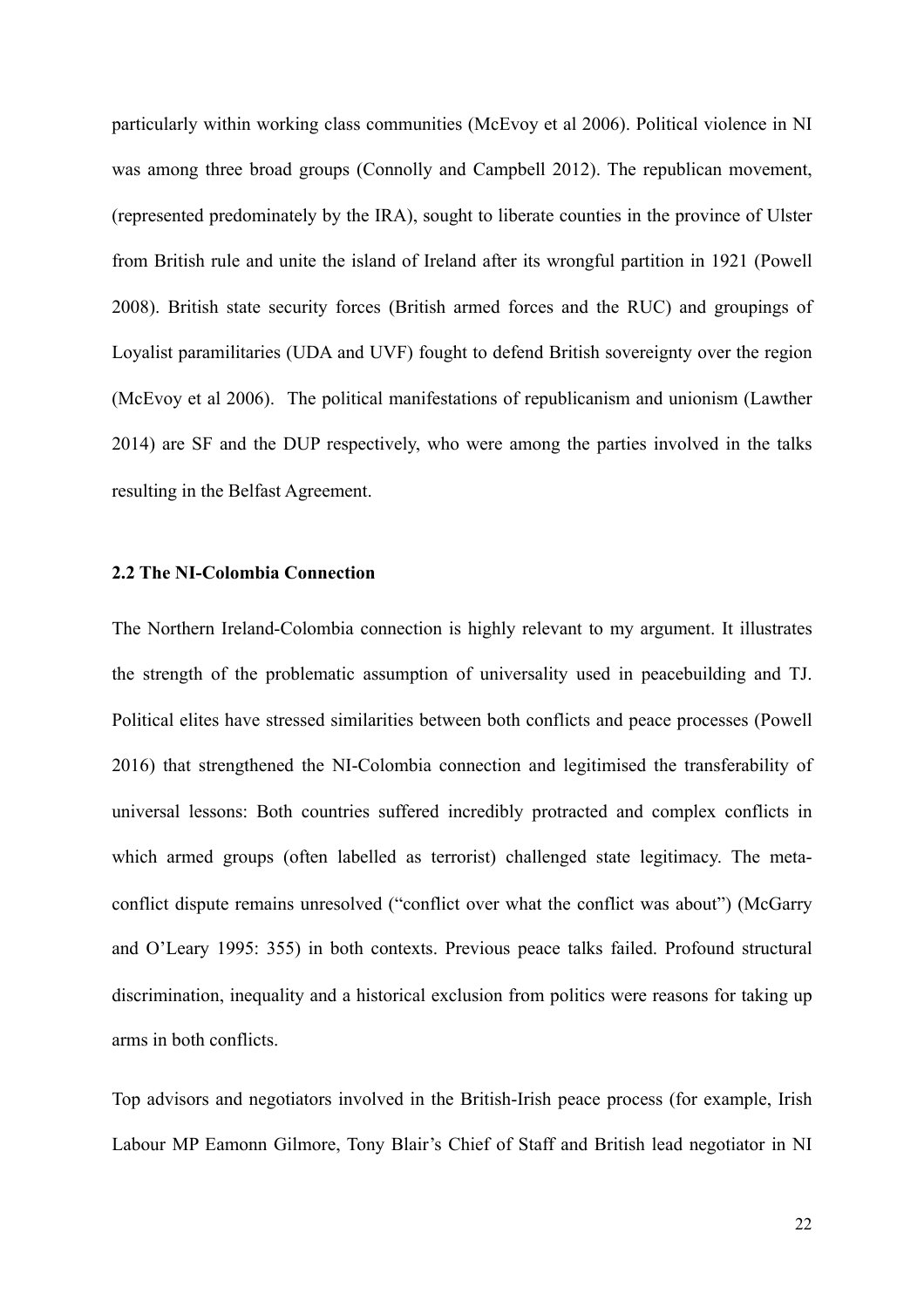particularly within working class communities (McEvoy et al 2006). Political violence in NI was among three broad groups (Connolly and Campbell 2012). The republican movement, (represented predominately by the IRA), sought to liberate counties in the province of Ulster from British rule and unite the island of Ireland after its wrongful partition in 1921 (Powell 2008). British state security forces (British armed forces and the RUC) and groupings of Loyalist paramilitaries (UDA and UVF) fought to defend British sovereignty over the region (McEvoy et al 2006). The political manifestations of republicanism and unionism (Lawther 2014) are SF and the DUP respectively, who were among the parties involved in the talks resulting in the Belfast Agreement.

### 2.2 The NI-Colombia Connection

The Northern Ireland-Colombia connection is highly relevant to my argument. It illustrates the strength of the problematic assumption of universality used in peacebuilding and TJ. Political elites have stressed similarities between both conflicts and peace processes (Powell 2016) that strengthened the NI-Colombia connection and legitimised the transferability of universal lessons: Both countries suffered incredibly protracted and complex conflicts in which armed groups (often labelled as terrorist) challenged state legitimacy. The meta-conflict dispute remains unresolved ("conflict over what the conflict was about") (McGarry and O'Leary 1995: 355) in both contexts. Previous peace talks failed. Profound structural discrimination, inequality and a historical exclusion from politics were reasons for taking up arms in both conflicts.

Top advisors and negotiators involved in the British-Irish peace process (for example, Irish Labour MP Eamonn Gilmore, Tony Blair's Chief of Staff and British lead negotiator in NI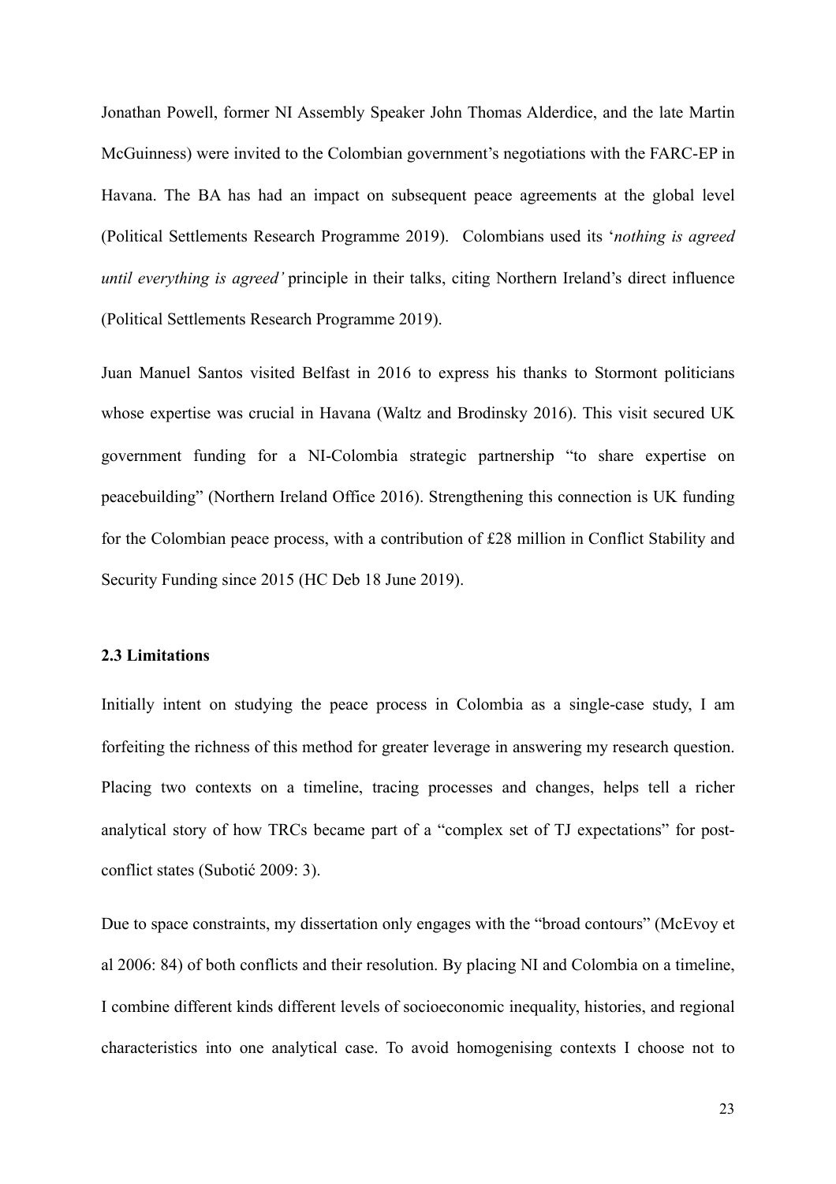Jonathan Powell, former NI Assembly Speaker John Thomas Alderdice, and the late Martin McGuinness) were invited to the Colombian government's negotiations with the FARC-EP in Havana. The BA has had an impact on subsequent peace agreements at the global level (Political Settlements Research Programme 2019). Colombians used its '*nothing is agreed until everything is agreed'* principle in their talks, citing Northern Ireland's direct influence (Political Settlements Research Programme 2019).

Juan Manuel Santos visited Belfast in 2016 to express his thanks to Stormont politicians whose expertise was crucial in Havana (Waltz and Brodinsky 2016). This visit secured UK government funding for a NI-Colombia strategic partnership "to share expertise on peacebuilding" (Northern Ireland Office 2016). Strengthening this connection is UK funding for the Colombian peace process, with a contribution of £28 million in Conflict Stability and Security Funding since 2015 (HC Deb 18 June 2019).

### 2.3 Limitations

Initially intent on studying the peace process in Colombia as a single-case study, I am forfeiting the richness of this method for greater leverage in answering my research question. Placing two contexts on a timeline, tracing processes and changes, helps tell a richer analytical story of how TRCs became part of a "complex set of TJ expectations" for post-conflict states (Subotić 2009: 3).

Due to space constraints, my dissertation only engages with the "broad contours" (McEvoy et al 2006: 84) of both conflicts and their resolution. By placing NI and Colombia on a timeline, I combine different kinds different levels of socioeconomic inequality, histories, and regional characteristics into one analytical case. To avoid homogenising contexts I choose not to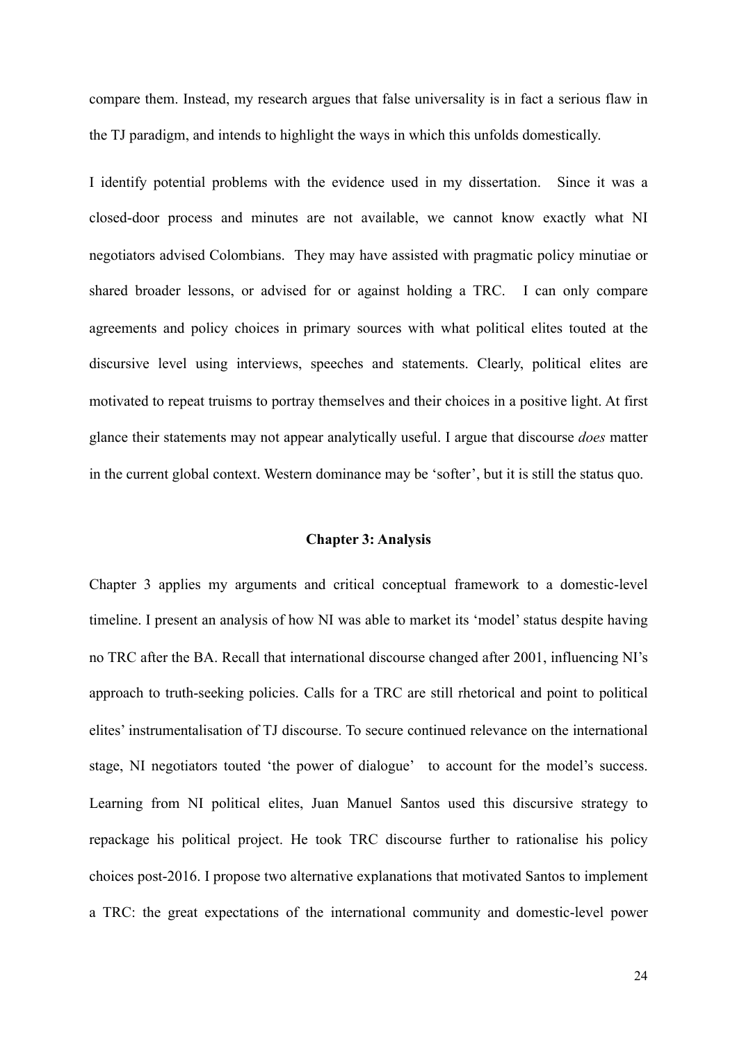compare them. Instead, my research argues that false universality is in fact a serious flaw in the TJ paradigm, and intends to highlight the ways in which this unfolds domestically.

I identify potential problems with the evidence used in my dissertation. Since it was a closed-door process and minutes are not available, we cannot know exactly what NI negotiators advised Colombians. They may have assisted with pragmatic policy minutiae or shared broader lessons, or advised for or against holding a TRC. I can only compare agreements and policy choices in primary sources with what political elites touted at the discursive level using interviews, speeches and statements. Clearly, political elites are motivated to repeat truisms to portray themselves and their choices in a positive light. At first glance their statements may not appear analytically useful. I argue that discourse *does* matter in the current global context. Western dominance may be 'softer', but it is still the status quo.

## Chapter 3: Analysis

Chapter 3 applies my arguments and critical conceptual framework to a domestic-level timeline. I present an analysis of how NI was able to market its 'model' status despite having no TRC after the BA. Recall that international discourse changed after 2001, influencing NI's approach to truth-seeking policies. Calls for a TRC are still rhetorical and point to political elites' instrumentalisation of TJ discourse. To secure continued relevance on the international stage, NI negotiators touted 'the power of dialogue' to account for the model's success. Learning from NI political elites, Juan Manuel Santos used this discursive strategy to repackage his political project. He took TRC discourse further to rationalise his policy choices post-2016. I propose two alternative explanations that motivated Santos to implement a TRC: the great expectations of the international community and domestic-level power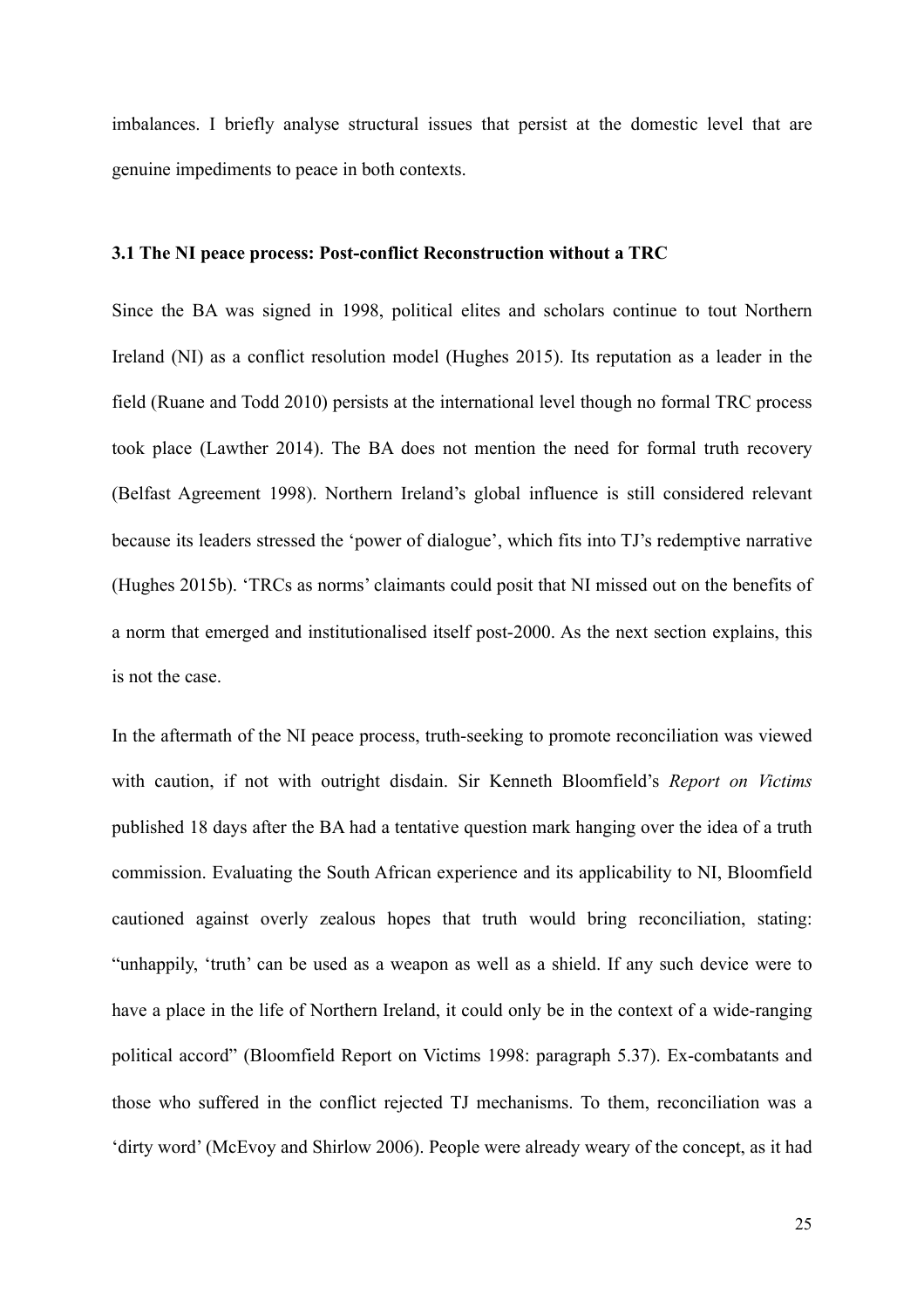imbalances. I briefly analyse structural issues that persist at the domestic level that are genuine impediments to peace in both contexts.

### 3.1 The NI peace process: Post-conflict Reconstruction without a TRC

Since the BA was signed in 1998, political elites and scholars continue to tout Northern Ireland (NI) as a conflict resolution model (Hughes 2015). Its reputation as a leader in the field (Ruane and Todd 2010) persists at the international level though no formal TRC process took place (Lawther 2014). The BA does not mention the need for formal truth recovery (Belfast Agreement 1998). Northern Ireland's global influence is still considered relevant because its leaders stressed the 'power of dialogue', which fits into TJ's redemptive narrative (Hughes 2015b). 'TRCs as norms' claimants could posit that NI missed out on the benefits of a norm that emerged and institutionalised itself post-2000. As the next section explains, this is not the case.

In the aftermath of the NI peace process, truth-seeking to promote reconciliation was viewed with caution, if not with outright disdain. Sir Kenneth Bloomfield's *Report on Victims* published 18 days after the BA had a tentative question mark hanging over the idea of a truth commission. Evaluating the South African experience and its applicability to NI, Bloomfield cautioned against overly zealous hopes that truth would bring reconciliation, stating: "unhappily, 'truth' can be used as a weapon as well as a shield. If any such device were to have a place in the life of Northern Ireland, it could only be in the context of a wide-ranging political accord" (Bloomfield Report on Victims 1998: paragraph 5.37). Ex-combatants and those who suffered in the conflict rejected TJ mechanisms. To them, reconciliation was a 'dirty word' (McEvoy and Shirlow 2006). People were already weary of the concept, as it had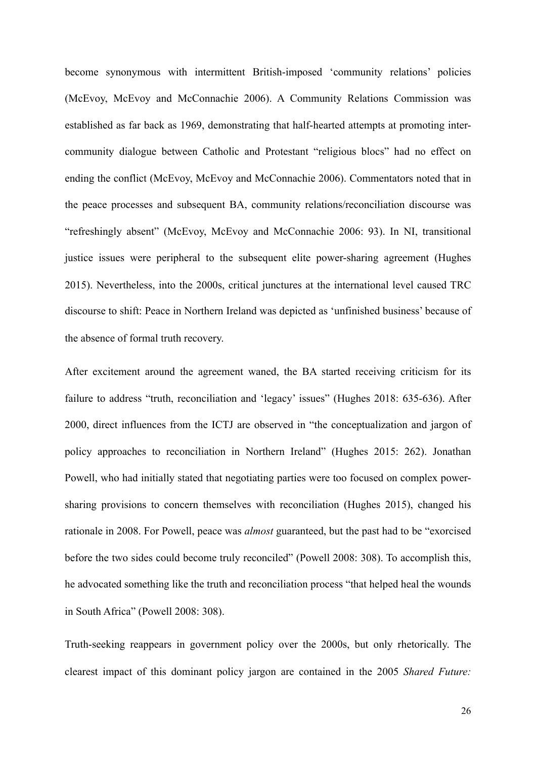become synonymous with intermittent British-imposed 'community relations' policies (McEvoy, McEvoy and McConnachie 2006). A Community Relations Commission was established as far back as 1969, demonstrating that half-hearted attempts at promoting inter-community dialogue between Catholic and Protestant "religious blocs" had no effect on ending the conflict (McEvoy, McEvoy and McConnachie 2006). Commentators noted that in the peace processes and subsequent BA, community relations/reconciliation discourse was "refreshingly absent" (McEvoy, McEvoy and McConnachie 2006: 93). In NI, transitional justice issues were peripheral to the subsequent elite power-sharing agreement (Hughes 2015). Nevertheless, into the 2000s, critical junctures at the international level caused TRC discourse to shift: Peace in Northern Ireland was depicted as 'unfinished business' because of the absence of formal truth recovery.

After excitement around the agreement waned, the BA started receiving criticism for its failure to address "truth, reconciliation and 'legacy' issues" (Hughes 2018: 635-636). After 2000, direct influences from the ICTJ are observed in "the conceptualization and jargon of policy approaches to reconciliation in Northern Ireland" (Hughes 2015: 262). Jonathan Powell, who had initially stated that negotiating parties were too focused on complex power-sharing provisions to concern themselves with reconciliation (Hughes 2015), changed his rationale in 2008. For Powell, peace was *almost* guaranteed, but the past had to be "exorcised before the two sides could become truly reconciled" (Powell 2008: 308). To accomplish this, he advocated something like the truth and reconciliation process "that helped heal the wounds in South Africa" (Powell 2008: 308).

Truth-seeking reappears in government policy over the 2000s, but only rhetorically. The clearest impact of this dominant policy jargon are contained in the 2005 *Shared Future:*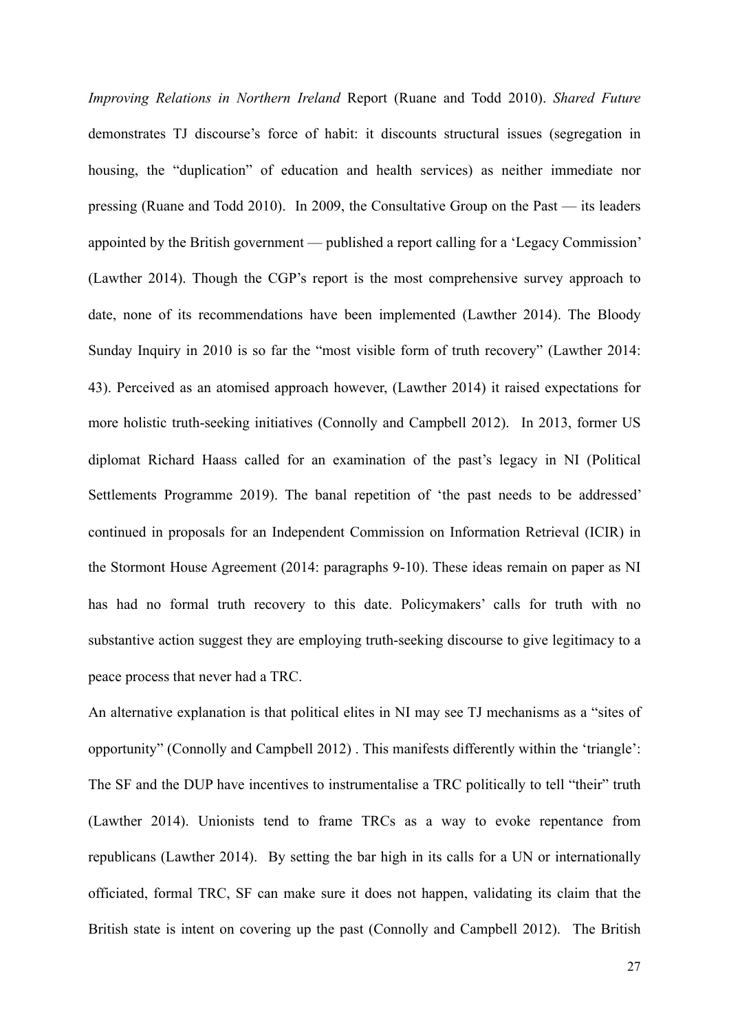*Improving Relations in Northern Ireland* Report (Ruane and Todd 2010). *Shared Future* demonstrates TJ discourse's force of habit: it discounts structural issues (segregation in housing, the "duplication" of education and health services) as neither immediate nor pressing (Ruane and Todd 2010). In 2009, the Consultative Group on the Past — its leaders appointed by the British government — published a report calling for a 'Legacy Commission' (Lawther 2014). Though the CGP's report is the most comprehensive survey approach to date, none of its recommendations have been implemented (Lawther 2014). The Bloody Sunday Inquiry in 2010 is so far the "most visible form of truth recovery" (Lawther 2014: 43). Perceived as an atomised approach however, (Lawther 2014) it raised expectations for more holistic truth-seeking initiatives (Connolly and Campbell 2012). In 2013, former US diplomat Richard Haass called for an examination of the past's legacy in NI (Political Settlements Programme 2019). The banal repetition of 'the past needs to be addressed' continued in proposals for an Independent Commission on Information Retrieval (ICIR) in the Stormont House Agreement (2014: paragraphs 9-10). These ideas remain on paper as NI has had no formal truth recovery to this date. Policymakers' calls for truth with no substantive action suggest they are employing truth-seeking discourse to give legitimacy to a peace process that never had a TRC.

An alternative explanation is that political elites in NI may see TJ mechanisms as a "sites of opportunity" (Connolly and Campbell 2012) . This manifests differently within the 'triangle': The SF and the DUP have incentives to instrumentalise a TRC politically to tell "their" truth (Lawther 2014). Unionists tend to frame TRCs as a way to evoke repentance from republicans (Lawther 2014). By setting the bar high in its calls for a UN or internationally officiated, formal TRC, SF can make sure it does not happen, validating its claim that the British state is intent on covering up the past (Connolly and Campbell 2012). The British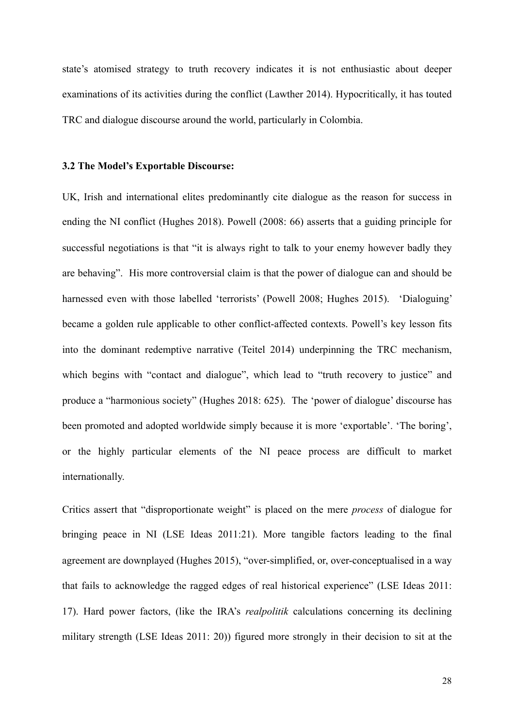state's atomised strategy to truth recovery indicates it is not enthusiastic about deeper examinations of its activities during the conflict (Lawther 2014). Hypocritically, it has touted TRC and dialogue discourse around the world, particularly in Colombia.

### 3.2 The Model's Exportable Discourse:

UK, Irish and international elites predominantly cite dialogue as the reason for success in ending the NI conflict (Hughes 2018). Powell (2008: 66) asserts that a guiding principle for successful negotiations is that "it is always right to talk to your enemy however badly they are behaving". His more controversial claim is that the power of dialogue can and should be harnessed even with those labelled 'terrorists' (Powell 2008; Hughes 2015). 'Dialoguing' became a golden rule applicable to other conflict-affected contexts. Powell's key lesson fits into the dominant redemptive narrative (Teitel 2014) underpinning the TRC mechanism, which begins with "contact and dialogue", which lead to "truth recovery to justice" and produce a "harmonious society" (Hughes 2018: 625). The 'power of dialogue' discourse has been promoted and adopted worldwide simply because it is more 'exportable'. 'The boring', or the highly particular elements of the NI peace process are difficult to market internationally.

Critics assert that "disproportionate weight" is placed on the mere *process* of dialogue for bringing peace in NI (LSE Ideas 2011:21). More tangible factors leading to the final agreement are downplayed (Hughes 2015), "over-simplified, or, over-conceptualised in a way that fails to acknowledge the ragged edges of real historical experience" (LSE Ideas 2011: 17). Hard power factors, (like the IRA's *realpolitik* calculations concerning its declining military strength (LSE Ideas 2011: 20)) figured more strongly in their decision to sit at the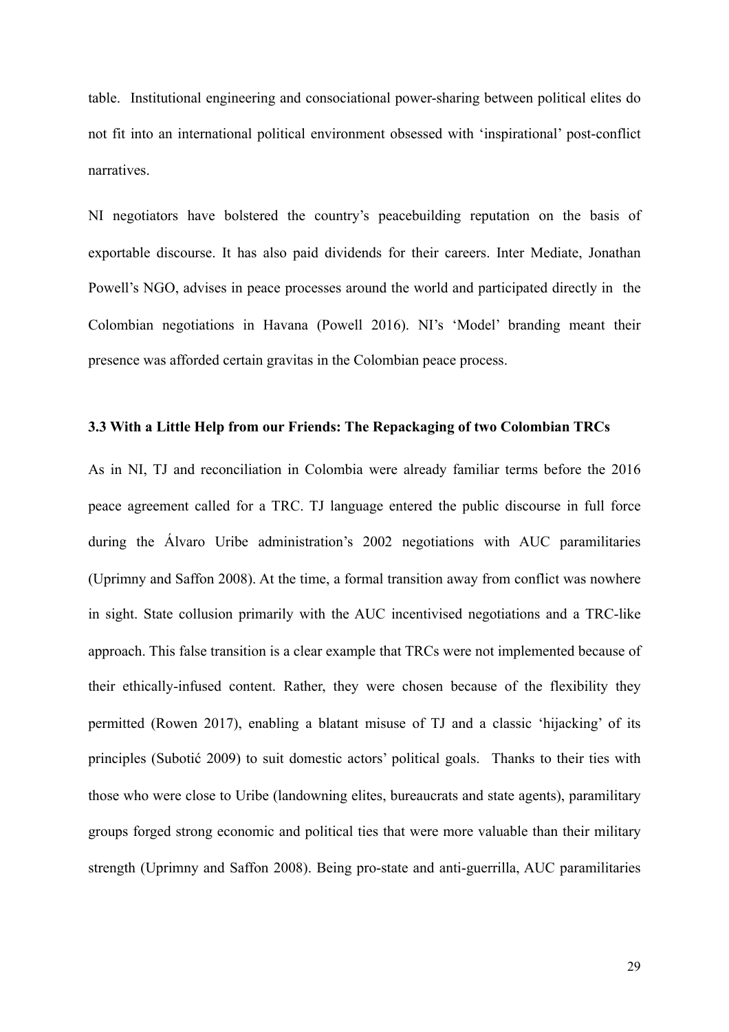table. Institutional engineering and consociational power-sharing between political elites do not fit into an international political environment obsessed with 'inspirational' post-conflict narratives.

NI negotiators have bolstered the country's peacebuilding reputation on the basis of exportable discourse. It has also paid dividends for their careers. Inter Mediate, Jonathan Powell's NGO, advises in peace processes around the world and participated directly in the Colombian negotiations in Havana (Powell 2016). NI's 'Model' branding meant their presence was afforded certain gravitas in the Colombian peace process.

### 3.3 With a Little Help from our Friends: The Repackaging of two Colombian TRCs

As in NI, TJ and reconciliation in Colombia were already familiar terms before the 2016 peace agreement called for a TRC. TJ language entered the public discourse in full force during the Álvaro Uribe administration's 2002 negotiations with AUC paramilitaries (Uprimny and Saffon 2008). At the time, a formal transition away from conflict was nowhere in sight. State collusion primarily with the AUC incentivised negotiations and a TRC-like approach. This false transition is a clear example that TRCs were not implemented because of their ethically-infused content. Rather, they were chosen because of the flexibility they permitted (Rowen 2017), enabling a blatant misuse of TJ and a classic 'hijacking' of its principles (Subotić 2009) to suit domestic actors' political goals. Thanks to their ties with those who were close to Uribe (landowning elites, bureaucrats and state agents), paramilitary groups forged strong economic and political ties that were more valuable than their military strength (Uprimny and Saffon 2008). Being pro-state and anti-guerrilla, AUC paramilitaries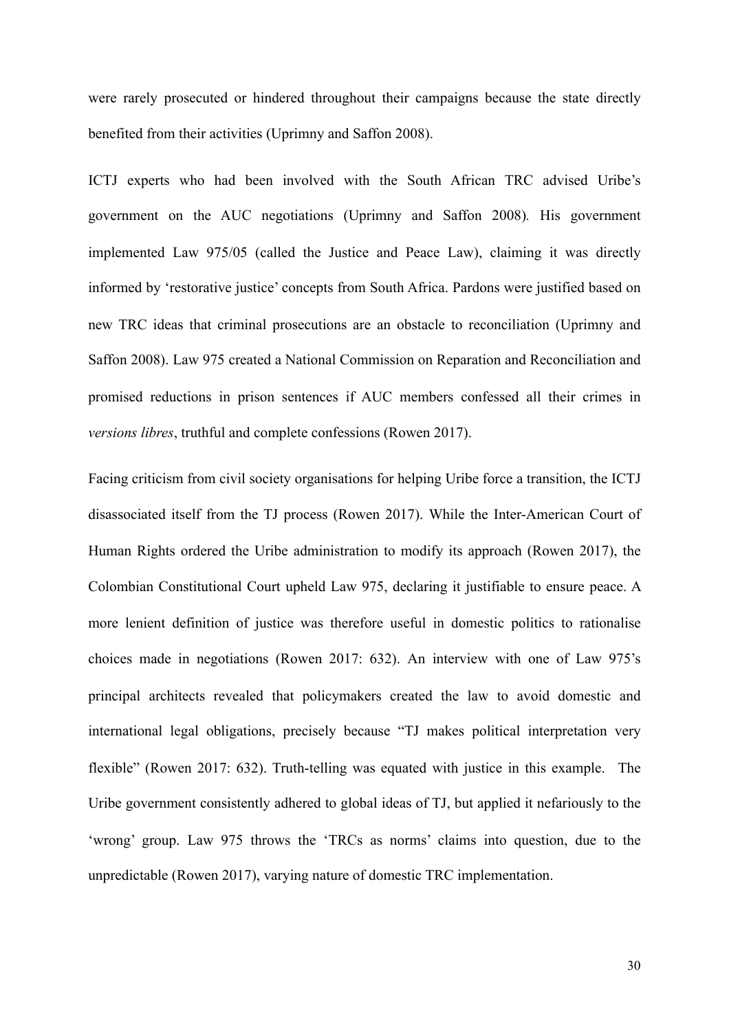were rarely prosecuted or hindered throughout their campaigns because the state directly benefited from their activities (Uprimny and Saffon 2008).

ICTJ experts who had been involved with the South African TRC advised Uribe's government on the AUC negotiations (Uprimny and Saffon 2008). His government implemented Law 975/05 (called the Justice and Peace Law), claiming it was directly informed by 'restorative justice' concepts from South Africa. Pardons were justified based on new TRC ideas that criminal prosecutions are an obstacle to reconciliation (Uprimny and Saffon 2008). Law 975 created a National Commission on Reparation and Reconciliation and promised reductions in prison sentences if AUC members confessed all their crimes in *versions libres*, truthful and complete confessions (Rowen 2017).

Facing criticism from civil society organisations for helping Uribe force a transition, the ICTJ disassociated itself from the TJ process (Rowen 2017). While the Inter-American Court of Human Rights ordered the Uribe administration to modify its approach (Rowen 2017), the Colombian Constitutional Court upheld Law 975, declaring it justifiable to ensure peace. A more lenient definition of justice was therefore useful in domestic politics to rationalise choices made in negotiations (Rowen 2017: 632). An interview with one of Law 975's principal architects revealed that policymakers created the law to avoid domestic and international legal obligations, precisely because "TJ makes political interpretation very flexible" (Rowen 2017: 632). Truth-telling was equated with justice in this example. The Uribe government consistently adhered to global ideas of TJ, but applied it nefariously to the 'wrong' group. Law 975 throws the 'TRCs as norms' claims into question, due to the unpredictable (Rowen 2017), varying nature of domestic TRC implementation.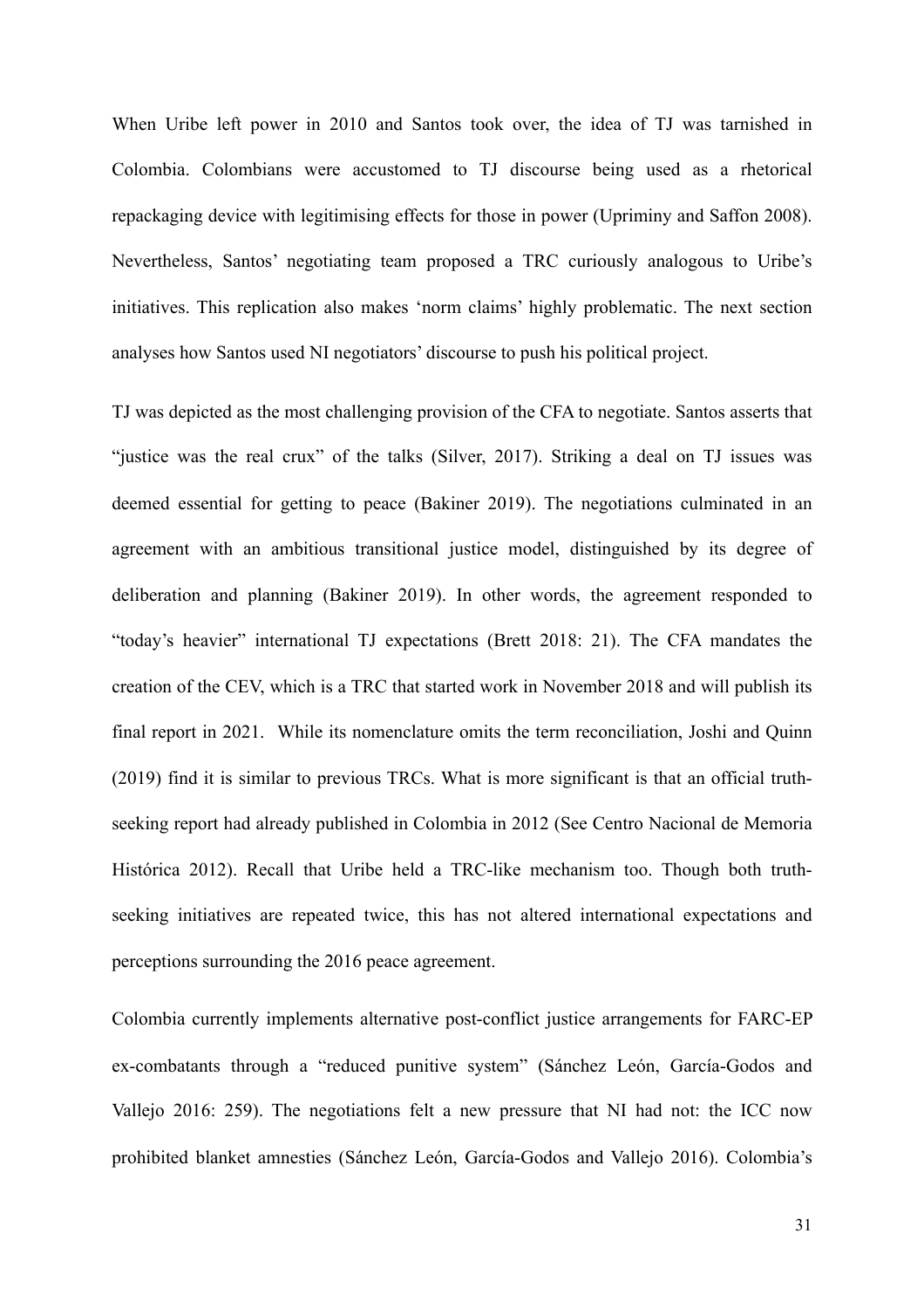When Uribe left power in 2010 and Santos took over, the idea of TJ was tarnished in Colombia. Colombians were accustomed to TJ discourse being used as a rhetorical repackaging device with legitimising effects for those in power (Upriminy and Saffon 2008). Nevertheless, Santos' negotiating team proposed a TRC curiously analogous to Uribe's initiatives. This replication also makes 'norm claims' highly problematic. The next section analyses how Santos used NI negotiators' discourse to push his political project.

TJ was depicted as the most challenging provision of the CFA to negotiate. Santos asserts that "justice was the real crux" of the talks (Silver, 2017). Striking a deal on TJ issues was deemed essential for getting to peace (Bakiner 2019). The negotiations culminated in an agreement with an ambitious transitional justice model, distinguished by its degree of deliberation and planning (Bakiner 2019). In other words, the agreement responded to "today's heavier" international TJ expectations (Brett 2018: 21). The CFA mandates the creation of the CEV, which is a TRC that started work in November 2018 and will publish its final report in 2021. While its nomenclature omits the term reconciliation, Joshi and Quinn (2019) find it is similar to previous TRCs. What is more significant is that an official truth-seeking report had already published in Colombia in 2012 (See Centro Nacional de Memoria Histórica 2012). Recall that Uribe held a TRC-like mechanism too. Though both truth-seeking initiatives are repeated twice, this has not altered international expectations and perceptions surrounding the 2016 peace agreement.

Colombia currently implements alternative post-conflict justice arrangements for FARC-EP ex-combatants through a "reduced punitive system" (Sánchez León, García-Godos and Vallejo 2016: 259). The negotiations felt a new pressure that NI had not: the ICC now prohibited blanket amnesties (Sánchez León, García-Godos and Vallejo 2016). Colombia's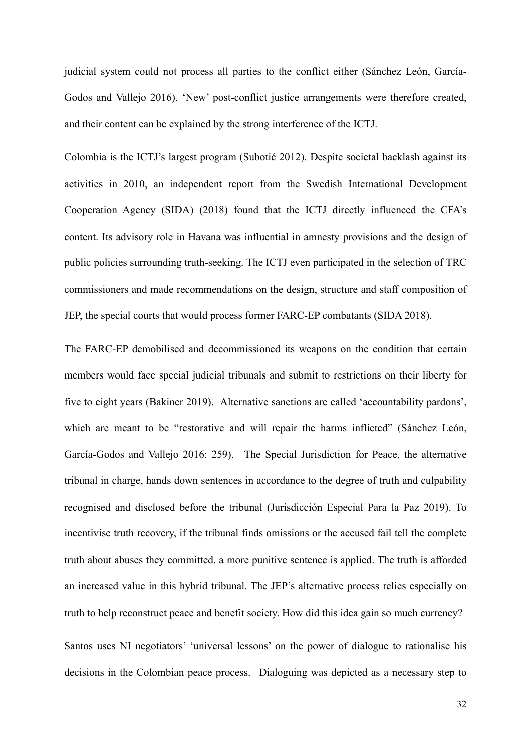judicial system could not process all parties to the conflict either (Sánchez León, García-Godos and Vallejo 2016). 'New' post-conflict justice arrangements were therefore created, and their content can be explained by the strong interference of the ICTJ.

Colombia is the ICTJ's largest program (Subotić 2012). Despite societal backlash against its activities in 2010, an independent report from the Swedish International Development Cooperation Agency (SIDA) (2018) found that the ICTJ directly influenced the CFA's content. Its advisory role in Havana was influential in amnesty provisions and the design of public policies surrounding truth-seeking. The ICTJ even participated in the selection of TRC commissioners and made recommendations on the design, structure and staff composition of JEP, the special courts that would process former FARC-EP combatants (SIDA 2018).

The FARC-EP demobilised and decommissioned its weapons on the condition that certain members would face special judicial tribunals and submit to restrictions on their liberty for five to eight years (Bakiner 2019). Alternative sanctions are called 'accountability pardons', which are meant to be "restorative and will repair the harms inflicted" (Sánchez León, García-Godos and Vallejo 2016: 259). The Special Jurisdiction for Peace, the alternative tribunal in charge, hands down sentences in accordance to the degree of truth and culpability recognised and disclosed before the tribunal (Jurisdicción Especial Para la Paz 2019). To incentivise truth recovery, if the tribunal finds omissions or the accused fail tell the complete truth about abuses they committed, a more punitive sentence is applied. The truth is afforded an increased value in this hybrid tribunal. The JEP's alternative process relies especially on truth to help reconstruct peace and benefit society. How did this idea gain so much currency?

Santos uses NI negotiators' 'universal lessons' on the power of dialogue to rationalise his decisions in the Colombian peace process. Dialoguing was depicted as a necessary step to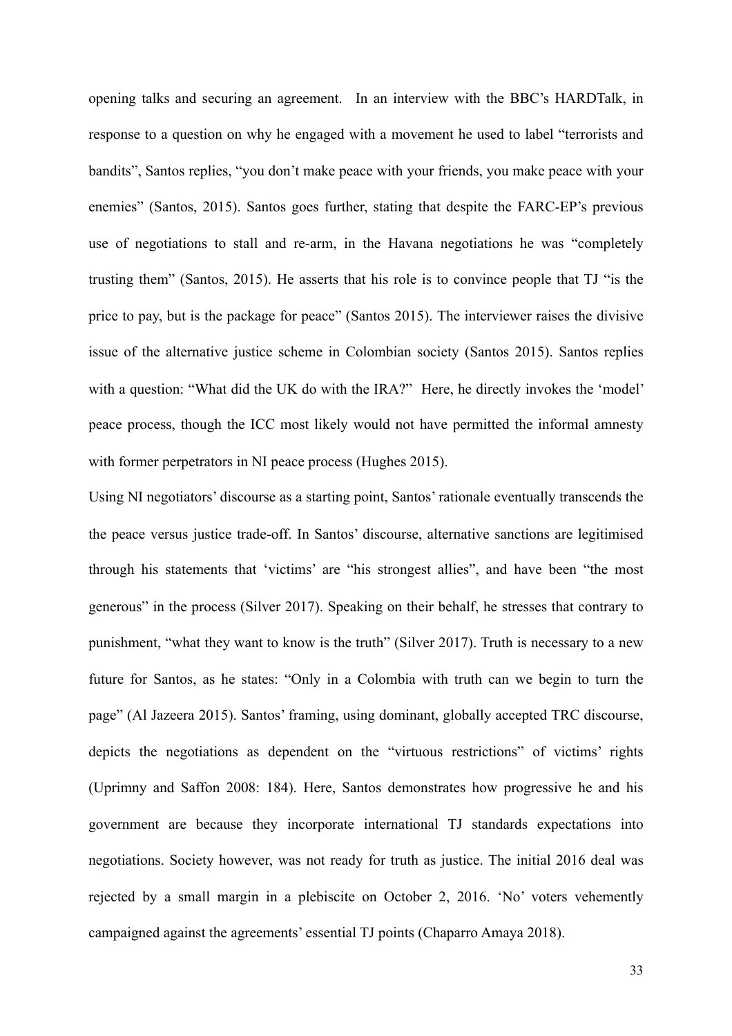opening talks and securing an agreement. In an interview with the BBC's HARDTalk, in response to a question on why he engaged with a movement he used to label "terrorists and bandits", Santos replies, "you don't make peace with your friends, you make peace with your enemies" (Santos, 2015). Santos goes further, stating that despite the FARC-EP's previous use of negotiations to stall and re-arm, in the Havana negotiations he was "completely trusting them" (Santos, 2015). He asserts that his role is to convince people that TJ "is the price to pay, but is the package for peace" (Santos 2015). The interviewer raises the divisive issue of the alternative justice scheme in Colombian society (Santos 2015). Santos replies with a question: "What did the UK do with the IRA?" Here, he directly invokes the 'model' peace process, though the ICC most likely would not have permitted the informal amnesty with former perpetrators in NI peace process (Hughes 2015).

Using NI negotiators' discourse as a starting point, Santos' rationale eventually transcends the the peace versus justice trade-off. In Santos' discourse, alternative sanctions are legitimised through his statements that 'victims' are "his strongest allies", and have been "the most generous" in the process (Silver 2017). Speaking on their behalf, he stresses that contrary to punishment, "what they want to know is the truth" (Silver 2017). Truth is necessary to a new future for Santos, as he states: "Only in a Colombia with truth can we begin to turn the page" (Al Jazeera 2015). Santos' framing, using dominant, globally accepted TRC discourse, depicts the negotiations as dependent on the "virtuous restrictions" of victims' rights (Uprimny and Saffon 2008: 184). Here, Santos demonstrates how progressive he and his government are because they incorporate international TJ standards expectations into negotiations. Society however, was not ready for truth as justice. The initial 2016 deal was rejected by a small margin in a plebiscite on October 2, 2016. 'No' voters vehemently campaigned against the agreements' essential TJ points (Chaparro Amaya 2018).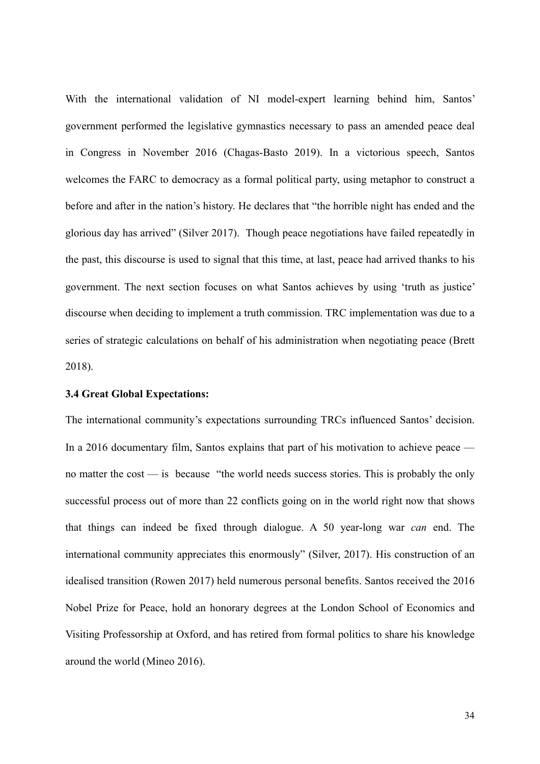With the international validation of NI model-expert learning behind him, Santos' government performed the legislative gymnastics necessary to pass an amended peace deal in Congress in November 2016 (Chagas-Basto 2019). In a victorious speech, Santos welcomes the FARC to democracy as a formal political party, using metaphor to construct a before and after in the nation's history. He declares that "the horrible night has ended and the glorious day has arrived" (Silver 2017). Though peace negotiations have failed repeatedly in the past, this discourse is used to signal that this time, at last, peace had arrived thanks to his government. The next section focuses on what Santos achieves by using 'truth as justice' discourse when deciding to implement a truth commission. TRC implementation was due to a series of strategic calculations on behalf of his administration when negotiating peace (Brett 2018).

### 3.4 Great Global Expectations:

The international community's expectations surrounding TRCs influenced Santos' decision. In a 2016 documentary film, Santos explains that part of his motivation to achieve peace — no matter the cost — is because "the world needs success stories. This is probably the only successful process out of more than 22 conflicts going on in the world right now that shows that things can indeed be fixed through dialogue. A 50 year-long war *can* end. The international community appreciates this enormously" (Silver, 2017). His construction of an idealised transition (Rowen 2017) held numerous personal benefits. Santos received the 2016 Nobel Prize for Peace, hold an honorary degrees at the London School of Economics and Visiting Professorship at Oxford, and has retired from formal politics to share his knowledge around the world (Mineo 2016).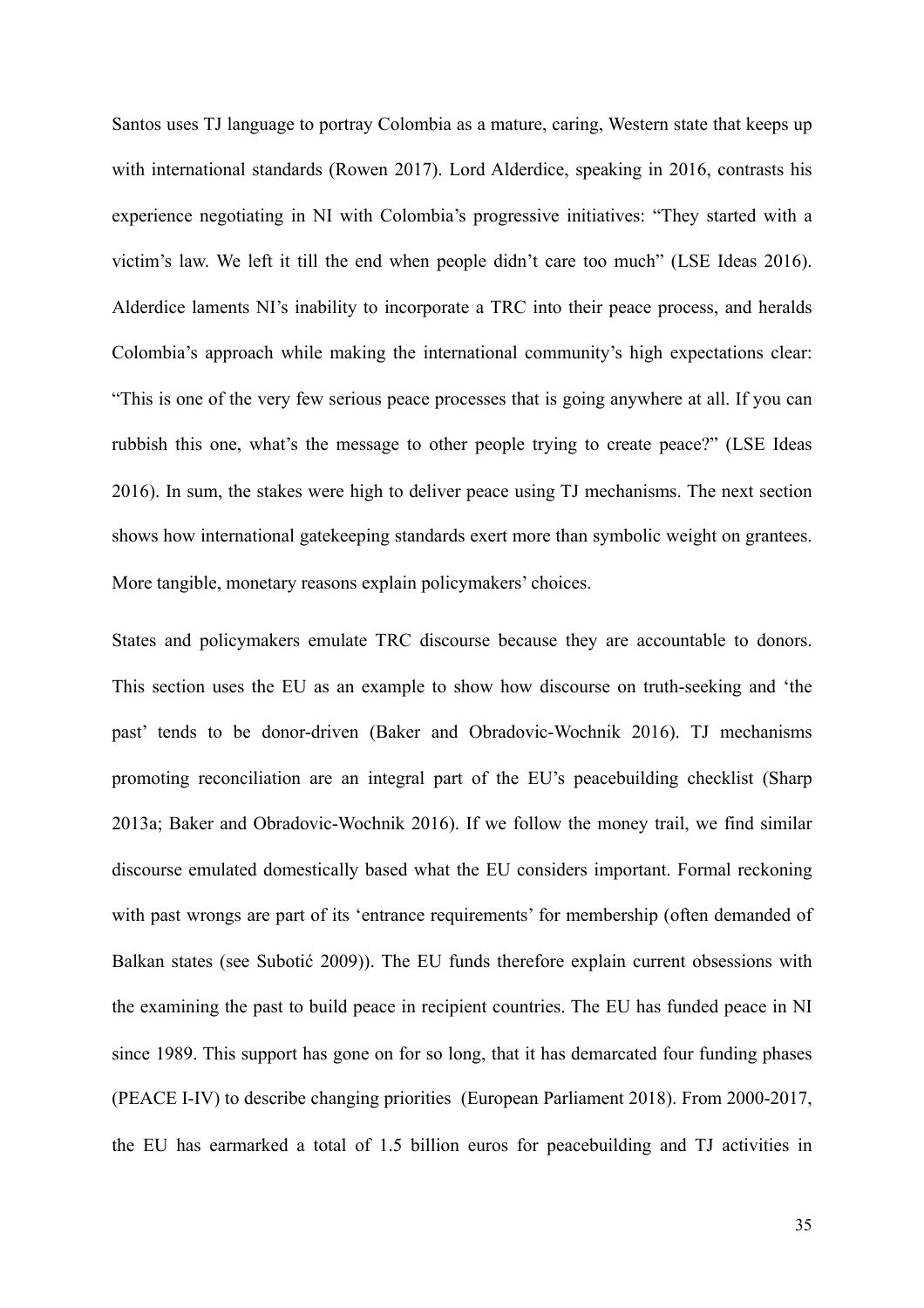Santos uses TJ language to portray Colombia as a mature, caring, Western state that keeps up with international standards (Rowen 2017). Lord Alderdice, speaking in 2016, contrasts his experience negotiating in NI with Colombia's progressive initiatives: "They started with a victim's law. We left it till the end when people didn't care too much" (LSE Ideas 2016). Alderdice laments NI's inability to incorporate a TRC into their peace process, and heralds Colombia's approach while making the international community's high expectations clear: "This is one of the very few serious peace processes that is going anywhere at all. If you can rubbish this one, what's the message to other people trying to create peace?" (LSE Ideas 2016). In sum, the stakes were high to deliver peace using TJ mechanisms. The next section shows how international gatekeeping standards exert more than symbolic weight on grantees. More tangible, monetary reasons explain policymakers' choices.

States and policymakers emulate TRC discourse because they are accountable to donors. This section uses the EU as an example to show how discourse on truth-seeking and 'the past' tends to be donor-driven (Baker and Obradovic-Wochnik 2016). TJ mechanisms promoting reconciliation are an integral part of the EU's peacebuilding checklist (Sharp 2013a; Baker and Obradovic-Wochnik 2016). If we follow the money trail, we find similar discourse emulated domestically based what the EU considers important. Formal reckoning with past wrongs are part of its 'entrance requirements' for membership (often demanded of Balkan states (see Subotić 2009)). The EU funds therefore explain current obsessions with the examining the past to build peace in recipient countries. The EU has funded peace in NI since 1989. This support has gone on for so long, that it has demarcated four funding phases (PEACE I-IV) to describe changing priorities (European Parliament 2018). From 2000-2017, the EU has earmarked a total of 1.5 billion euros for peacebuilding and TJ activities in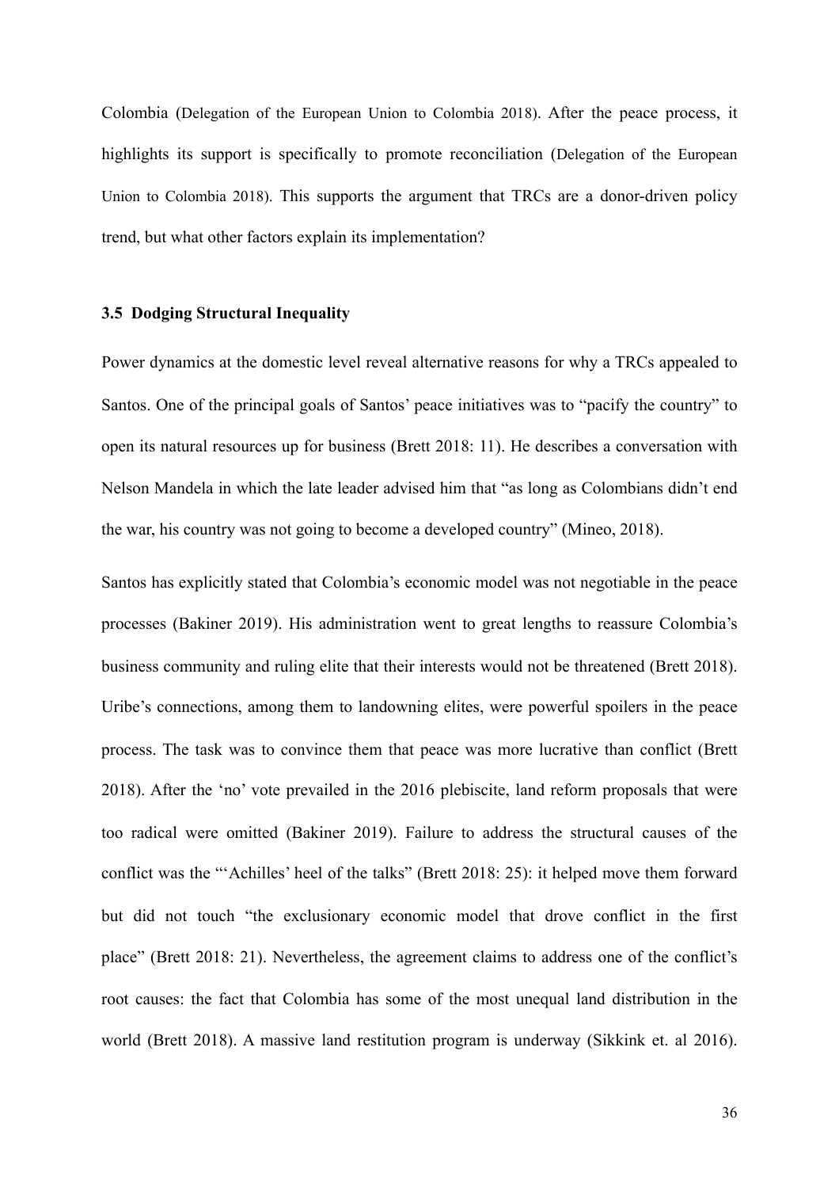Colombia (Delegation of the European Union to Colombia 2018). After the peace process, it highlights its support is specifically to promote reconciliation (Delegation of the European Union to Colombia 2018). This supports the argument that TRCs are a donor-driven policy trend, but what other factors explain its implementation?

### 3.5 Dodging Structural Inequality

Power dynamics at the domestic level reveal alternative reasons for why a TRCs appealed to Santos. One of the principal goals of Santos' peace initiatives was to "pacify the country" to open its natural resources up for business (Brett 2018: 11). He describes a conversation with Nelson Mandela in which the late leader advised him that "as long as Colombians didn't end the war, his country was not going to become a developed country" (Mineo, 2018).

Santos has explicitly stated that Colombia's economic model was not negotiable in the peace processes (Bakiner 2019). His administration went to great lengths to reassure Colombia's business community and ruling elite that their interests would not be threatened (Brett 2018). Uribe's connections, among them to landowning elites, were powerful spoilers in the peace process. The task was to convince them that peace was more lucrative than conflict (Brett 2018). After the 'no' vote prevailed in the 2016 plebiscite, land reform proposals that were too radical were omitted (Bakiner 2019). Failure to address the structural causes of the conflict was the "'Achilles' heel of the talks" (Brett 2018: 25): it helped move them forward but did not touch "the exclusionary economic model that drove conflict in the first place" (Brett 2018: 21). Nevertheless, the agreement claims to address one of the conflict's root causes: the fact that Colombia has some of the most unequal land distribution in the world (Brett 2018). A massive land restitution program is underway (Sikkink et. al 2016).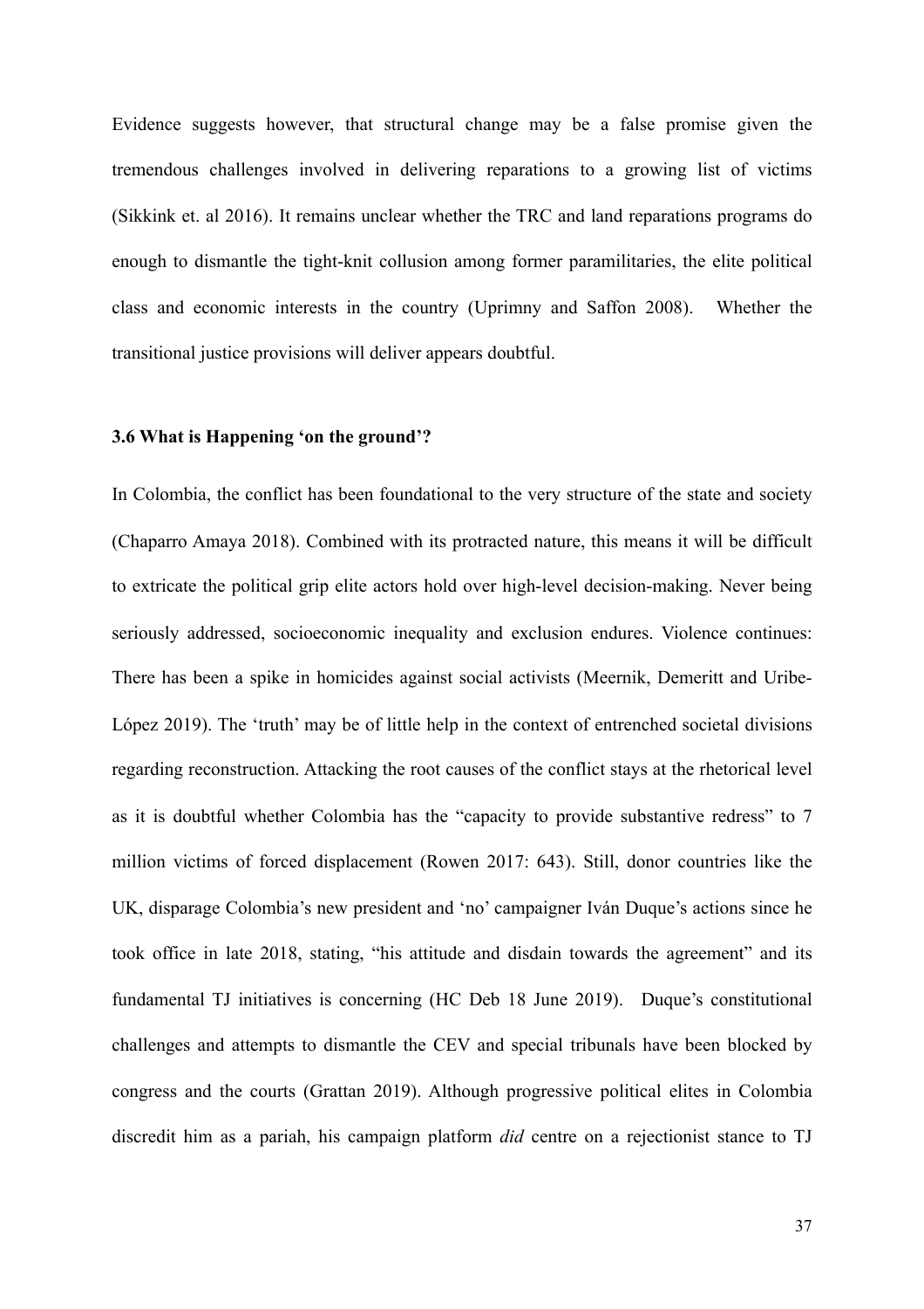Evidence suggests however, that structural change may be a false promise given the tremendous challenges involved in delivering reparations to a growing list of victims (Sikkink et. al 2016). It remains unclear whether the TRC and land reparations programs do enough to dismantle the tight-knit collusion among former paramilitaries, the elite political class and economic interests in the country (Uprimny and Saffon 2008). Whether the transitional justice provisions will deliver appears doubtful.

### 3.6 What is Happening 'on the ground'?

In Colombia, the conflict has been foundational to the very structure of the state and society (Chaparro Amaya 2018). Combined with its protracted nature, this means it will be difficult to extricate the political grip elite actors hold over high-level decision-making. Never being seriously addressed, socioeconomic inequality and exclusion endures. Violence continues: There has been a spike in homicides against social activists (Meernik, Demeritt and Uribe-López 2019). The 'truth' may be of little help in the context of entrenched societal divisions regarding reconstruction. Attacking the root causes of the conflict stays at the rhetorical level as it is doubtful whether Colombia has the "capacity to provide substantive redress" to 7 million victims of forced displacement (Rowen 2017: 643). Still, donor countries like the UK, disparage Colombia's new president and 'no' campaigner Iván Duque's actions since he took office in late 2018, stating, "his attitude and disdain towards the agreement" and its fundamental TJ initiatives is concerning (HC Deb 18 June 2019). Duque's constitutional challenges and attempts to dismantle the CEV and special tribunals have been blocked by congress and the courts (Grattan 2019). Although progressive political elites in Colombia discredit him as a pariah, his campaign platform *did* centre on a rejectionist stance to TJ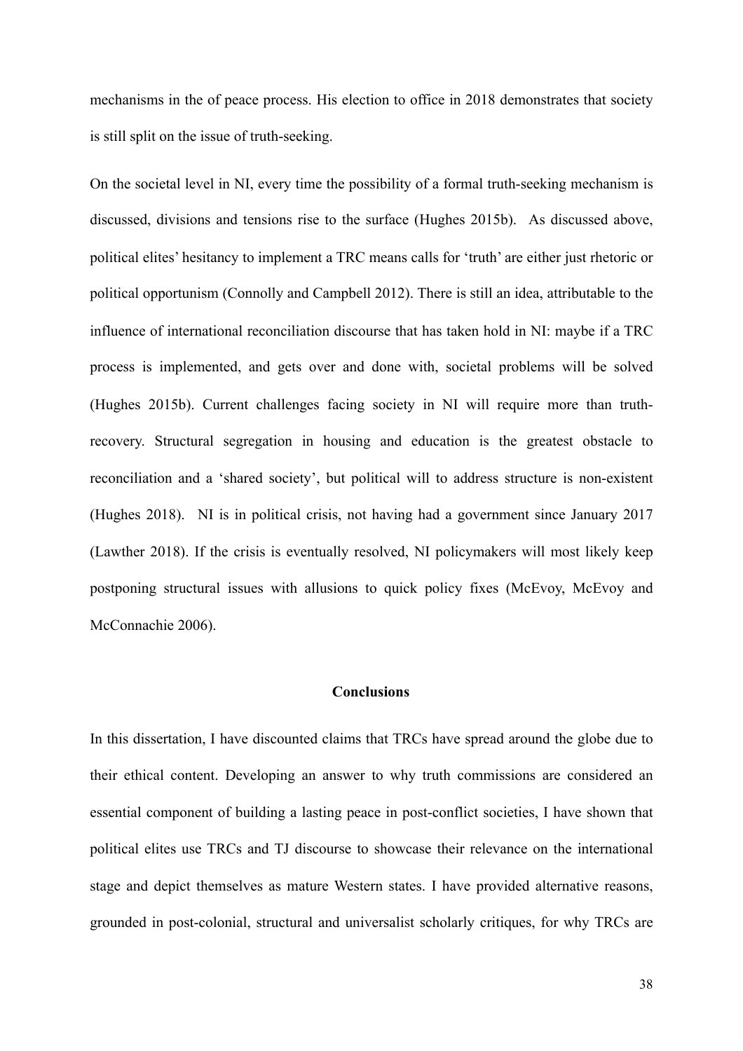mechanisms in the of peace process. His election to office in 2018 demonstrates that society is still split on the issue of truth-seeking.

On the societal level in NI, every time the possibility of a formal truth-seeking mechanism is discussed, divisions and tensions rise to the surface (Hughes 2015b). As discussed above, political elites' hesitancy to implement a TRC means calls for 'truth' are either just rhetoric or political opportunism (Connolly and Campbell 2012). There is still an idea, attributable to the influence of international reconciliation discourse that has taken hold in NI: maybe if a TRC process is implemented, and gets over and done with, societal problems will be solved (Hughes 2015b). Current challenges facing society in NI will require more than truth-recovery. Structural segregation in housing and education is the greatest obstacle to reconciliation and a 'shared society', but political will to address structure is non-existent (Hughes 2018). NI is in political crisis, not having had a government since January 2017 (Lawther 2018). If the crisis is eventually resolved, NI policymakers will most likely keep postponing structural issues with allusions to quick policy fixes (McEvoy, McEvoy and McConnachie 2006).

## Conclusions

In this dissertation, I have discounted claims that TRCs have spread around the globe due to their ethical content. Developing an answer to why truth commissions are considered an essential component of building a lasting peace in post-conflict societies, I have shown that political elites use TRCs and TJ discourse to showcase their relevance on the international stage and depict themselves as mature Western states. I have provided alternative reasons, grounded in post-colonial, structural and universalist scholarly critiques, for why TRCs are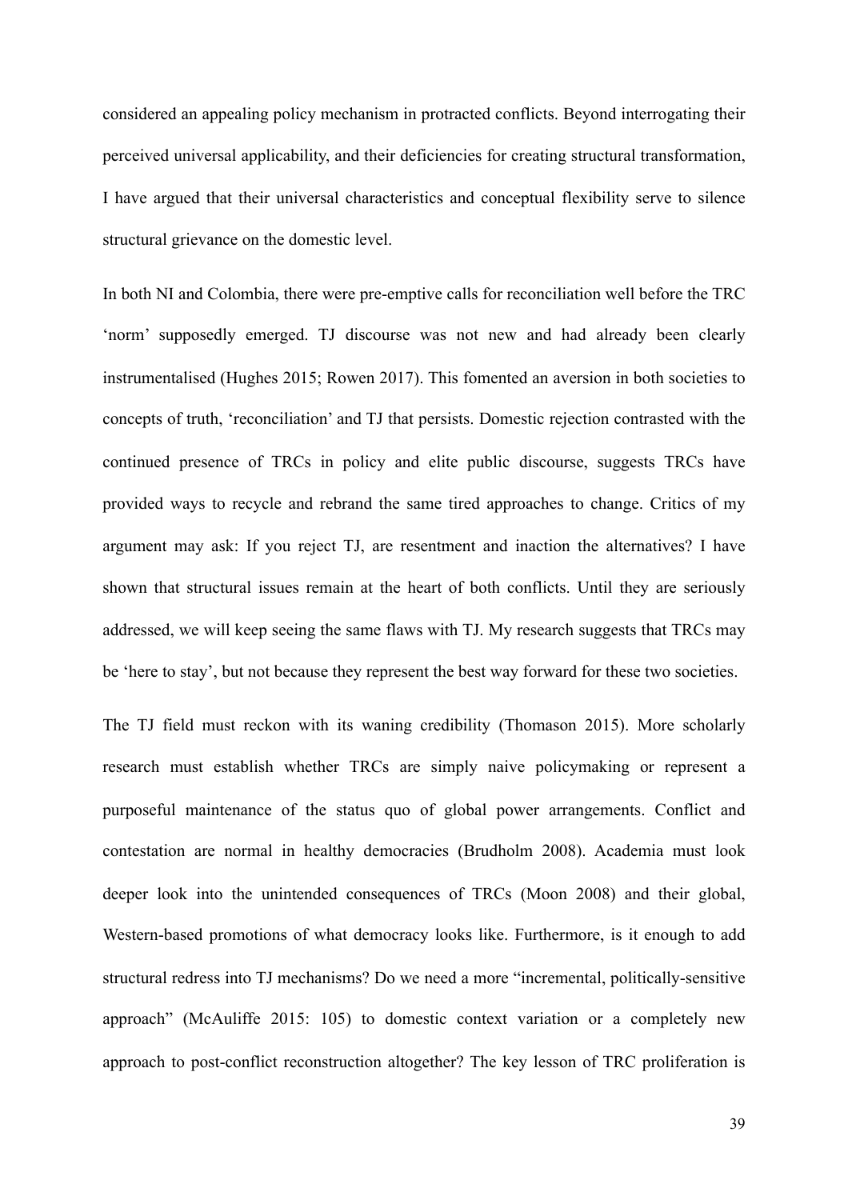considered an appealing policy mechanism in protracted conflicts. Beyond interrogating their perceived universal applicability, and their deficiencies for creating structural transformation, I have argued that their universal characteristics and conceptual flexibility serve to silence structural grievance on the domestic level.

In both NI and Colombia, there were pre-emptive calls for reconciliation well before the TRC 'norm' supposedly emerged. TJ discourse was not new and had already been clearly instrumentalised (Hughes 2015; Rowen 2017). This fomented an aversion in both societies to concepts of truth, 'reconciliation' and TJ that persists. Domestic rejection contrasted with the continued presence of TRCs in policy and elite public discourse, suggests TRCs have provided ways to recycle and rebrand the same tired approaches to change. Critics of my argument may ask: If you reject TJ, are resentment and inaction the alternatives? I have shown that structural issues remain at the heart of both conflicts. Until they are seriously addressed, we will keep seeing the same flaws with TJ. My research suggests that TRCs may be 'here to stay', but not because they represent the best way forward for these two societies.

The TJ field must reckon with its waning credibility (Thomason 2015). More scholarly research must establish whether TRCs are simply naive policymaking or represent a purposeful maintenance of the status quo of global power arrangements. Conflict and contestation are normal in healthy democracies (Brudholm 2008). Academia must look deeper look into the unintended consequences of TRCs (Moon 2008) and their global, Western-based promotions of what democracy looks like. Furthermore, is it enough to add structural redress into TJ mechanisms? Do we need a more "incremental, politically-sensitive approach" (McAuliffe 2015: 105) to domestic context variation or a completely new approach to post-conflict reconstruction altogether? The key lesson of TRC proliferation is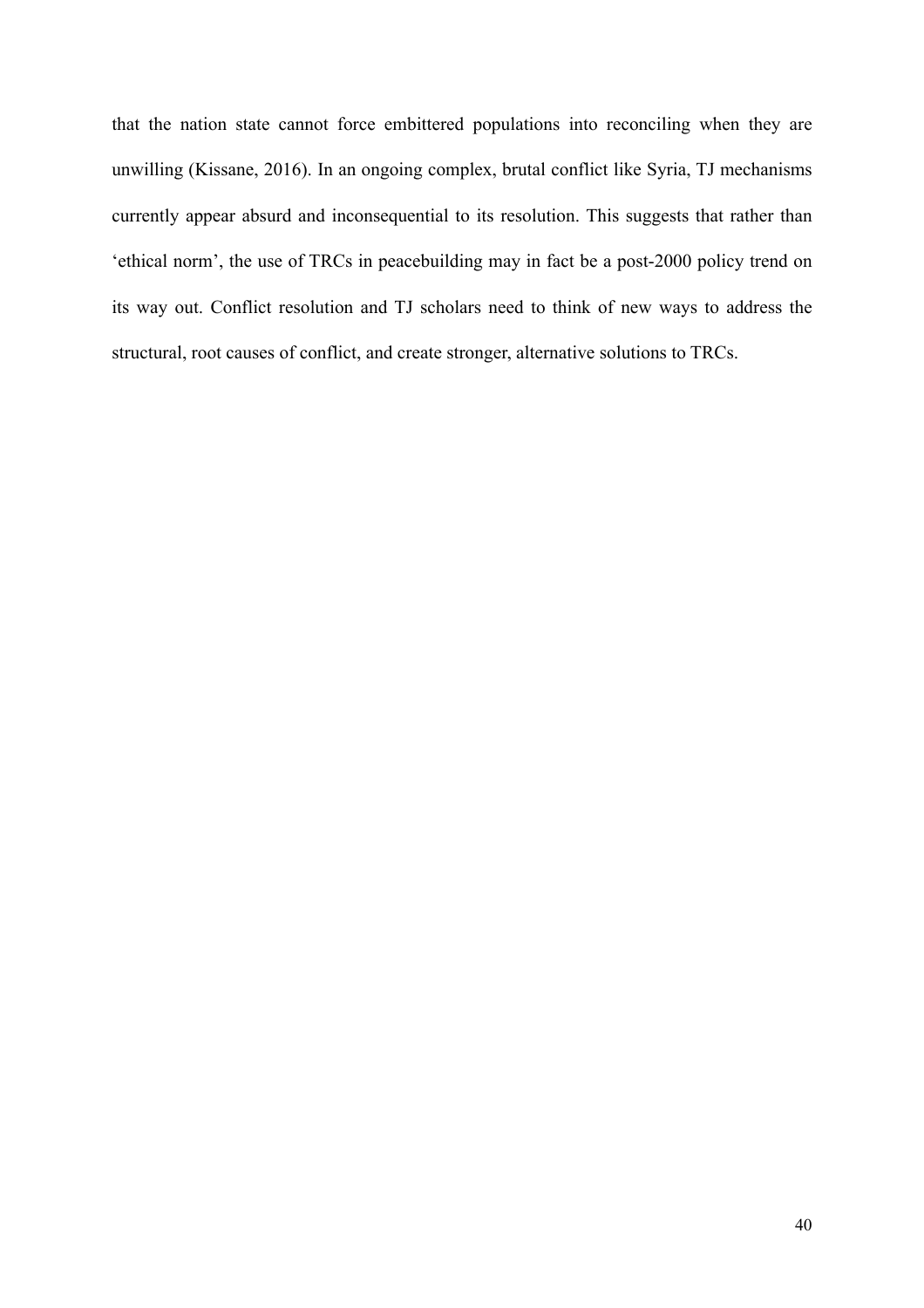that the nation state cannot force embittered populations into reconciling when they are unwilling (Kissane, 2016). In an ongoing complex, brutal conflict like Syria, TJ mechanisms currently appear absurd and inconsequential to its resolution. This suggests that rather than 'ethical norm', the use of TRCs in peacebuilding may in fact be a post-2000 policy trend on its way out. Conflict resolution and TJ scholars need to think of new ways to address the structural, root causes of conflict, and create stronger, alternative solutions to TRCs.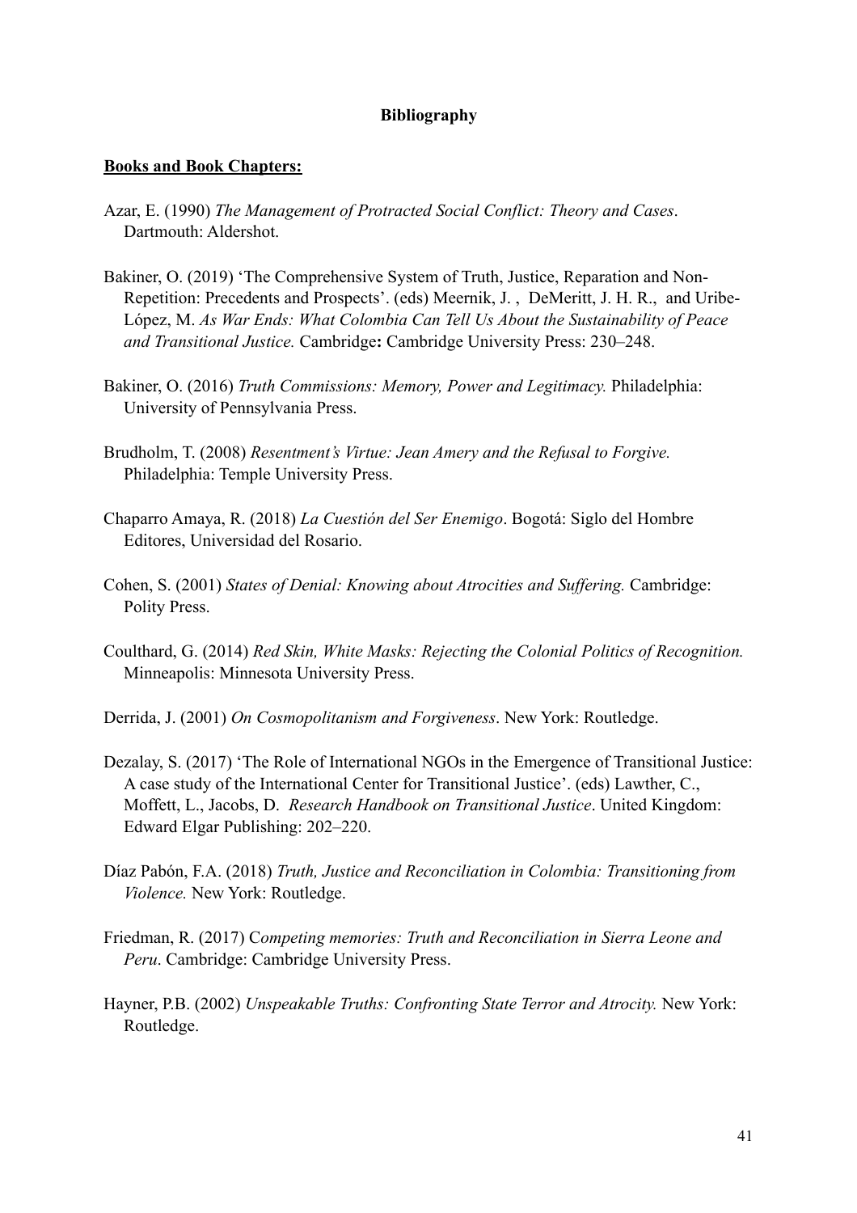# Bibliography

**Books and Book Chapters:**

Azar, E. (1990) *The Management of Protracted Social Conflict: Theory and Cases*. Dartmouth: Aldershot.

Bakiner, O. (2019) 'The Comprehensive System of Truth, Justice, Reparation and Non-Repetition: Precedents and Prospects'. (eds) Meernik, J. , DeMeritt, J. H. R., and Uribe-López, M. *As War Ends: What Colombia Can Tell Us About the Sustainability of Peace and Transitional Justice.* Cambridge**:** Cambridge University Press: 230–248.

Bakiner, O. (2016) *Truth Commissions: Memory, Power and Legitimacy.* Philadelphia: University of Pennsylvania Press.

Brudholm, T. (2008) *Resentment's Virtue: Jean Amery and the Refusal to Forgive.* Philadelphia: Temple University Press.

Chaparro Amaya, R. (2018) *La Cuestión del Ser Enemigo*. Bogotá: Siglo del Hombre Editores, Universidad del Rosario.

Cohen, S. (2001) *States of Denial: Knowing about Atrocities and Suffering.* Cambridge: Polity Press.

Coulthard, G. (2014) *Red Skin, White Masks: Rejecting the Colonial Politics of Recognition.* Minneapolis: Minnesota University Press.

Derrida, J. (2001) *On Cosmopolitanism and Forgiveness*. New York: Routledge.

Dezalay, S. (2017) 'The Role of International NGOs in the Emergence of Transitional Justice: A case study of the International Center for Transitional Justice'. (eds) Lawther, C., Moffett, L., Jacobs, D. *Research Handbook on Transitional Justice*. United Kingdom: Edward Elgar Publishing: 202–220.

Díaz Pabón, F.A. (2018) *Truth, Justice and Reconciliation in Colombia: Transitioning from Violence.* New York: Routledge.

Friedman, R. (2017) C*ompeting memories: Truth and Reconciliation in Sierra Leone and Peru*. Cambridge: Cambridge University Press.

Hayner, P.B. (2002) *Unspeakable Truths: Confronting State Terror and Atrocity.* New York: Routledge.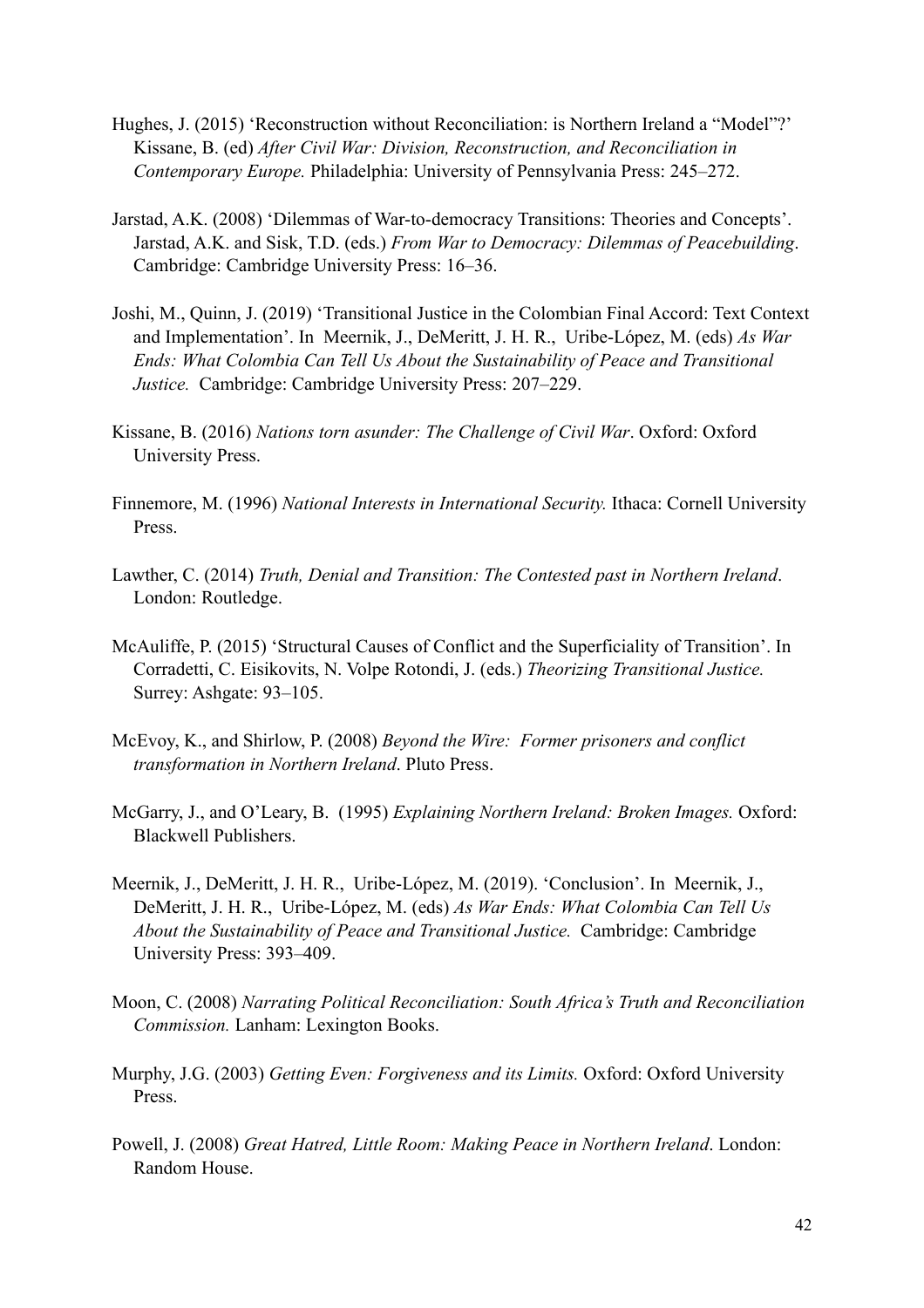Hughes, J. (2015) ‘Reconstruction without Reconciliation: is Northern Ireland a “Model”?’ Kissane, B. (ed) *After Civil War: Division, Reconstruction, and Reconciliation in Contemporary Europe.* Philadelphia: University of Pennsylvania Press: 245–272.

Jarstad, A.K. (2008) ‘Dilemmas of War-to-democracy Transitions: Theories and Concepts’. Jarstad, A.K. and Sisk, T.D. (eds.) *From War to Democracy: Dilemmas of Peacebuilding*. Cambridge: Cambridge University Press: 16–36.

Joshi, M., Quinn, J. (2019) ‘Transitional Justice in the Colombian Final Accord: Text Context and Implementation’. In Meernik, J., DeMeritt, J. H. R., Uribe-López, M. (eds) *As War Ends: What Colombia Can Tell Us About the Sustainability of Peace and Transitional Justice.* Cambridge: Cambridge University Press: 207–229.

Kissane, B. (2016) *Nations torn asunder: The Challenge of Civil War*. Oxford: Oxford University Press.

Finnemore, M. (1996) *National Interests in International Security.* Ithaca: Cornell University Press.

Lawther, C. (2014) *Truth, Denial and Transition: The Contested past in Northern Ireland*. London: Routledge.

McAuliffe, P. (2015) ‘Structural Causes of Conflict and the Superficiality of Transition’. In Corradetti, C. Eisikovits, N. Volpe Rotondi, J. (eds.) *Theorizing Transitional Justice.* Surrey: Ashgate: 93–105.

McEvoy, K., and Shirlow, P. (2008) *Beyond the Wire: Former prisoners and conflict transformation in Northern Ireland*. Pluto Press.

McGarry, J., and O’Leary, B. (1995) *Explaining Northern Ireland: Broken Images.* Oxford: Blackwell Publishers.

Meernik, J., DeMeritt, J. H. R., Uribe-López, M. (2019). ‘Conclusion’. In Meernik, J., DeMeritt, J. H. R., Uribe-López, M. (eds) *As War Ends: What Colombia Can Tell Us About the Sustainability of Peace and Transitional Justice.* Cambridge: Cambridge University Press: 393–409.

Moon, C. (2008) *Narrating Political Reconciliation: South Africa’s Truth and Reconciliation Commission.* Lanham: Lexington Books.

Murphy, J.G. (2003) *Getting Even: Forgiveness and its Limits.* Oxford: Oxford University Press.

Powell, J. (2008) *Great Hatred, Little Room: Making Peace in Northern Ireland*. London: Random House.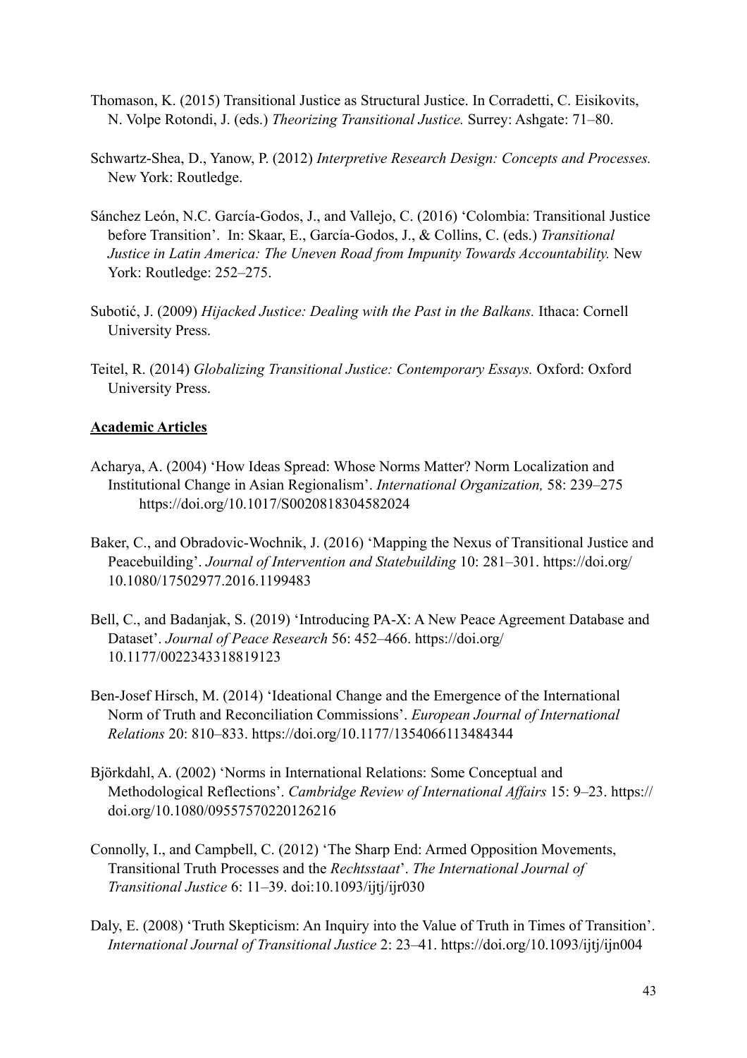Thomason, K. (2015) Transitional Justice as Structural Justice. In Corradetti, C. Eisikovits, N. Volpe Rotondi, J. (eds.) *Theorizing Transitional Justice.* Surrey: Ashgate: 71–80.

Schwartz-Shea, D., Yanow, P. (2012) *Interpretive Research Design: Concepts and Processes.* New York: Routledge.

Sánchez León, N.C. García-Godos, J., and Vallejo, C. (2016) 'Colombia: Transitional Justice before Transition'. In: Skaar, E., García-Godos, J., & Collins, C. (eds.) *Transitional Justice in Latin America: The Uneven Road from Impunity Towards Accountability.* New York: Routledge: 252–275.

Subotić, J. (2009) *Hijacked Justice: Dealing with the Past in the Balkans.* Ithaca: Cornell University Press.

Teitel, R. (2014) *Globalizing Transitional Justice: Contemporary Essays.* Oxford: Oxford University Press.

**Academic Articles**

Acharya, A. (2004) 'How Ideas Spread: Whose Norms Matter? Norm Localization and Institutional Change in Asian Regionalism'. *International Organization,* 58: 239–275 https://doi.org/10.1017/S0020818304582024

Baker, C., and Obradovic-Wochnik, J. (2016) 'Mapping the Nexus of Transitional Justice and Peacebuilding'. *Journal of Intervention and Statebuilding* 10: 281–301. https://doi.org/10.1080/17502977.2016.1199483

Bell, C., and Badanjak, S. (2019) 'Introducing PA-X: A New Peace Agreement Database and Dataset'. *Journal of Peace Research* 56: 452–466. https://doi.org/10.1177/0022343318819123

Ben-Josef Hirsch, M. (2014) 'Ideational Change and the Emergence of the International Norm of Truth and Reconciliation Commissions'. *European Journal of International Relations* 20: 810–833. https://doi.org/10.1177/1354066113484344

Björkdahl, A. (2002) 'Norms in International Relations: Some Conceptual and Methodological Reflections'. *Cambridge Review of International Affairs* 15: 9–23. https://doi.org/10.1080/09557570220126216

Connolly, I., and Campbell, C. (2012) 'The Sharp End: Armed Opposition Movements, Transitional Truth Processes and the *Rechtsstaat*'. *The International Journal of Transitional Justice* 6: 11–39. doi:10.1093/ijtj/ijr030

Daly, E. (2008) 'Truth Skepticism: An Inquiry into the Value of Truth in Times of Transition'. *International Journal of Transitional Justice* 2: 23–41. https://doi.org/10.1093/ijtj/ijn004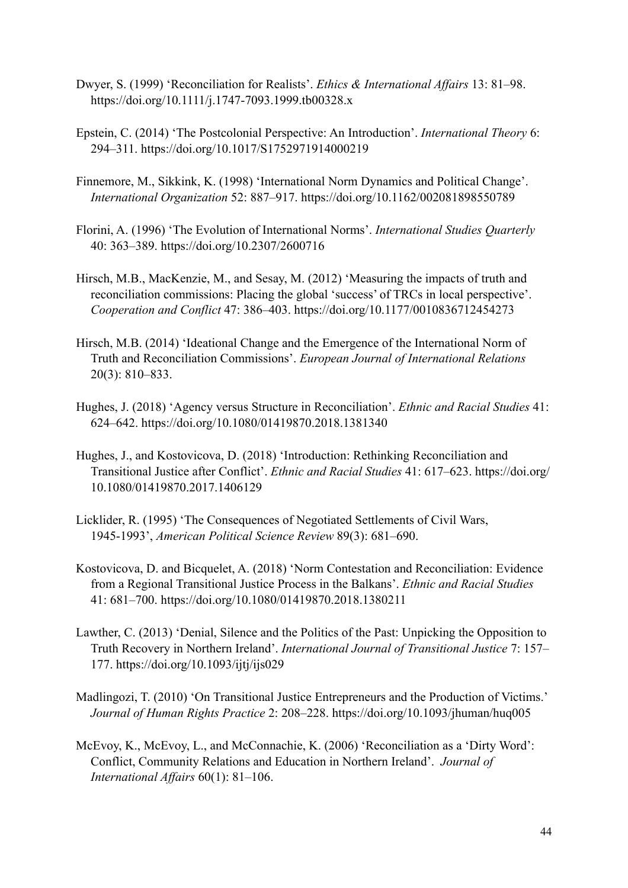Dwyer, S. (1999) 'Reconciliation for Realists'. *Ethics & International Affairs* 13: 81–98. https://doi.org/10.1111/j.1747-7093.1999.tb00328.x

Epstein, C. (2014) 'The Postcolonial Perspective: An Introduction'. *International Theory* 6: 294–311. https://doi.org/10.1017/S1752971914000219

Finnemore, M., Sikkink, K. (1998) 'International Norm Dynamics and Political Change'. *International Organization* 52: 887–917. https://doi.org/10.1162/002081898550789

Florini, A. (1996) 'The Evolution of International Norms'. *International Studies Quarterly* 40: 363–389. https://doi.org/10.2307/2600716

Hirsch, M.B., MacKenzie, M., and Sesay, M. (2012) 'Measuring the impacts of truth and reconciliation commissions: Placing the global 'success' of TRCs in local perspective'. *Cooperation and Conflict* 47: 386–403. https://doi.org/10.1177/0010836712454273

Hirsch, M.B. (2014) 'Ideational Change and the Emergence of the International Norm of Truth and Reconciliation Commissions'. *European Journal of International Relations* 20(3): 810–833.

Hughes, J. (2018) 'Agency versus Structure in Reconciliation'. *Ethnic and Racial Studies* 41: 624–642. https://doi.org/10.1080/01419870.2018.1381340

Hughes, J., and Kostovicova, D. (2018) 'Introduction: Rethinking Reconciliation and Transitional Justice after Conflict'. *Ethnic and Racial Studies* 41: 617–623. https://doi.org/10.1080/01419870.2017.1406129

Licklider, R. (1995) 'The Consequences of Negotiated Settlements of Civil Wars, 1945-1993', *American Political Science Review* 89(3): 681–690.

Kostovicova, D. and Bicquelet, A. (2018) 'Norm Contestation and Reconciliation: Evidence from a Regional Transitional Justice Process in the Balkans'. *Ethnic and Racial Studies* 41: 681–700. https://doi.org/10.1080/01419870.2018.1380211

Lawther, C. (2013) 'Denial, Silence and the Politics of the Past: Unpicking the Opposition to Truth Recovery in Northern Ireland'. *International Journal of Transitional Justice* 7: 157–177. https://doi.org/10.1093/ijtj/ijs029

Madlingozi, T. (2010) 'On Transitional Justice Entrepreneurs and the Production of Victims.' *Journal of Human Rights Practice* 2: 208–228. https://doi.org/10.1093/jhuman/huq005

McEvoy, K., McEvoy, L., and McConnachie, K. (2006) 'Reconciliation as a 'Dirty Word': Conflict, Community Relations and Education in Northern Ireland'. *Journal of International Affairs* 60(1): 81–106.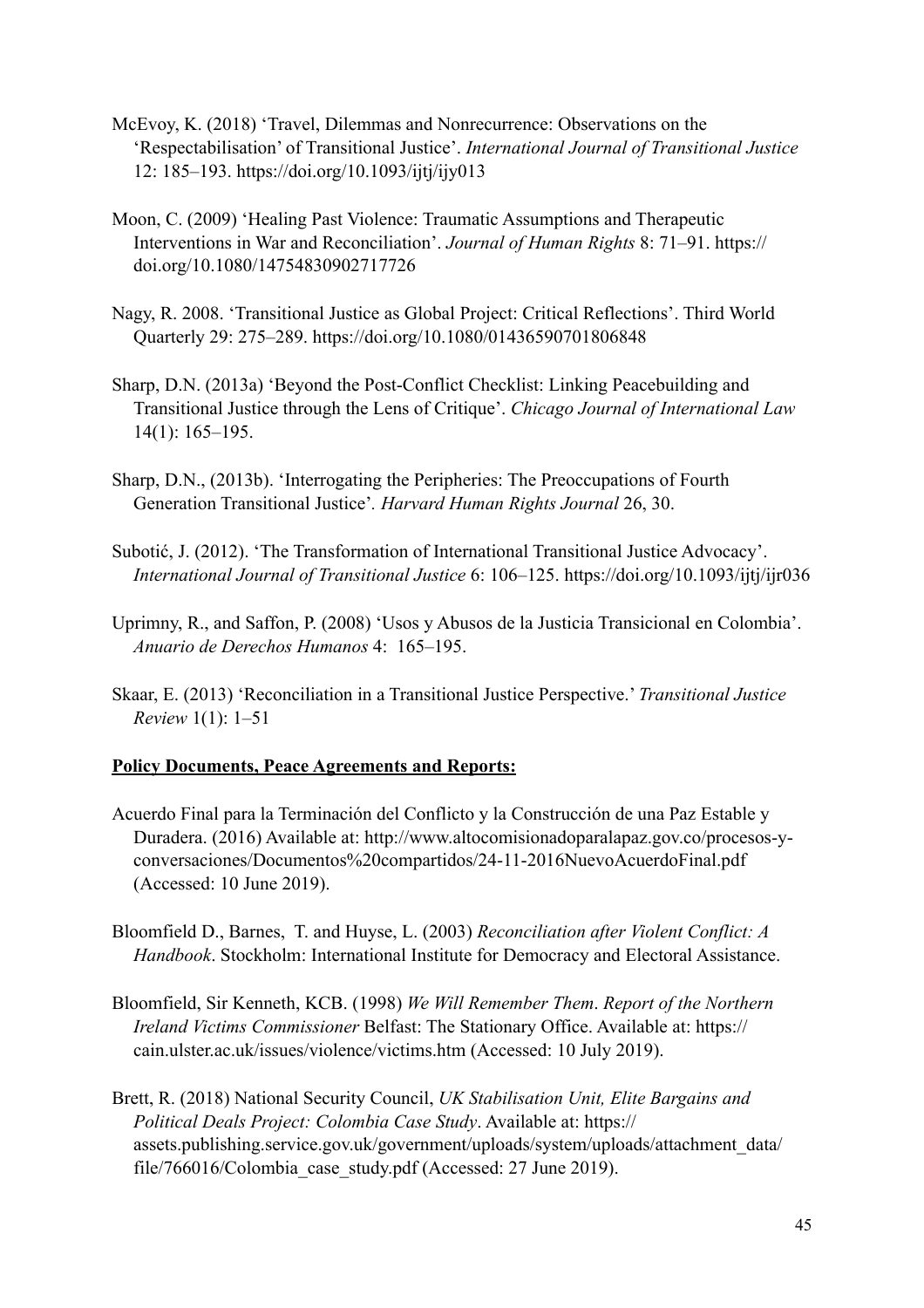McEvoy, K. (2018) 'Travel, Dilemmas and Nonrecurrence: Observations on the 'Respectabilisation' of Transitional Justice'. *International Journal of Transitional Justice* 12: 185–193. https://doi.org/10.1093/ijtj/ijy013

Moon, C. (2009) 'Healing Past Violence: Traumatic Assumptions and Therapeutic Interventions in War and Reconciliation'. *Journal of Human Rights* 8: 71–91. https://doi.org/10.1080/14754830902717726

Nagy, R. 2008. 'Transitional Justice as Global Project: Critical Reflections'. Third World Quarterly 29: 275–289. https://doi.org/10.1080/01436590701806848

Sharp, D.N. (2013a) 'Beyond the Post-Conflict Checklist: Linking Peacebuilding and Transitional Justice through the Lens of Critique'. *Chicago Journal of International Law* 14(1): 165–195.

Sharp, D.N., (2013b). 'Interrogating the Peripheries: The Preoccupations of Fourth Generation Transitional Justice'. *Harvard Human Rights Journal* 26, 30.

Subotić, J. (2012). 'The Transformation of International Transitional Justice Advocacy'. *International Journal of Transitional Justice* 6: 106–125. https://doi.org/10.1093/ijtj/ijr036

Uprimny, R., and Saffon, P. (2008) 'Usos y Abusos de la Justicia Transicional en Colombia'. *Anuario de Derechos Humanos* 4: 165–195.

Skaar, E. (2013) 'Reconciliation in a Transitional Justice Perspective.' *Transitional Justice Review* 1(1): 1–51

**Policy Documents, Peace Agreements and Reports:**

Acuerdo Final para la Terminación del Conflicto y la Construcción de una Paz Estable y Duradera. (2016) Available at: http://www.altocomisionadoparalapaz.gov.co/procesos-y-conversaciones/Documentos%20compartidos/24-11-2016NuevoAcuerdoFinal.pdf (Accessed: 10 June 2019).

Bloomfield D., Barnes, T. and Huyse, L. (2003) *Reconciliation after Violent Conflict: A Handbook*. Stockholm: International Institute for Democracy and Electoral Assistance.

Bloomfield, Sir Kenneth, KCB. (1998) *We Will Remember Them*. *Report of the Northern Ireland Victims Commissioner* Belfast: The Stationary Office. Available at: https://cain.ulster.ac.uk/issues/violence/victims.htm (Accessed: 10 July 2019).

Brett, R. (2018) National Security Council, *UK Stabilisation Unit, Elite Bargains and Political Deals Project: Colombia Case Study*. Available at: https://assets.publishing.service.gov.uk/government/uploads/system/uploads/attachment_data/file/766016/Colombia_case_study.pdf (Accessed: 27 June 2019).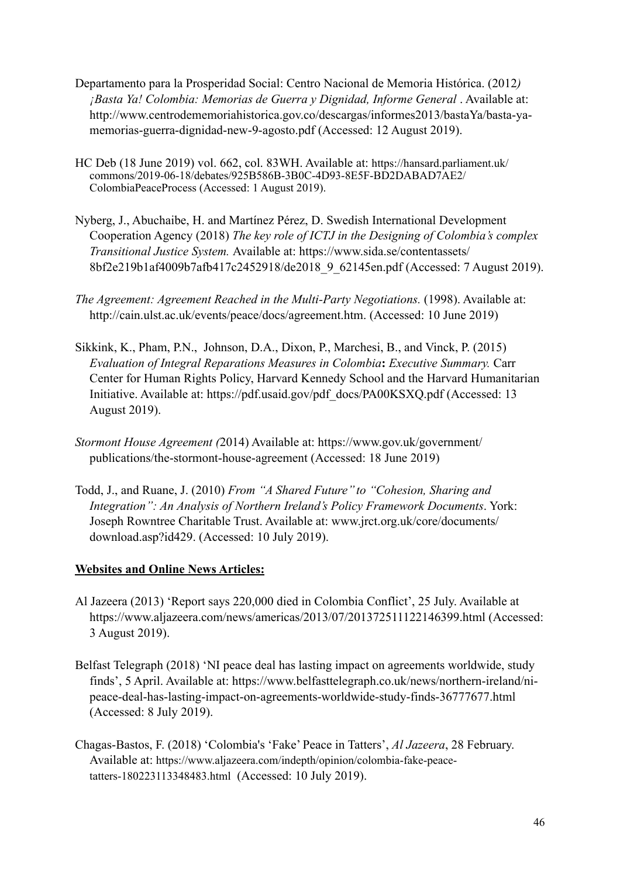Departamento para la Prosperidad Social: Centro Nacional de Memoria Histórica. (2012*)* *¡Basta Ya! Colombia: Memorias de Guerra y Dignidad, Informe General* . Available at: http://www.centrodememoriahistorica.gov.co/descargas/informes2013/bastaYa/basta-ya-memorias-guerra-dignidad-new-9-agosto.pdf (Accessed: 12 August 2019).

HC Deb (18 June 2019) vol. 662, col. 83WH. Available at: https://hansard.parliament.uk/commons/2019-06-18/debates/925B586B-3B0C-4D93-8E5F-BD2DABAD7AE2/ColombiaPeaceProcess (Accessed: 1 August 2019).

Nyberg, J., Abuchaibe, H. and Martínez Pérez, D. Swedish International Development Cooperation Agency (2018) *The key role of ICTJ in the Designing of Colombia's complex Transitional Justice System.* Available at: https://www.sida.se/contentassets/8bf2e219b1af4009b7afb417c2452918/de2018_9_62145en.pdf (Accessed: 7 August 2019).

*The Agreement: Agreement Reached in the Multi-Party Negotiations.* (1998). Available at: http://cain.ulst.ac.uk/events/peace/docs/agreement.htm. (Accessed: 10 June 2019)

Sikkink, K., Pham, P.N., Johnson, D.A., Dixon, P., Marchesi, B., and Vinck, P. (2015) *Evaluation of Integral Reparations Measures in Colombia***:** *Executive Summary.* Carr Center for Human Rights Policy, Harvard Kennedy School and the Harvard Humanitarian Initiative. Available at: https://pdf.usaid.gov/pdf_docs/PA00KSXQ.pdf (Accessed: 13 August 2019).

*Stormont House Agreement (*2014) Available at: https://www.gov.uk/government/publications/the-stormont-house-agreement (Accessed: 18 June 2019)

Todd, J., and Ruane, J. (2010) *From "A Shared Future" to "Cohesion, Sharing and Integration": An Analysis of Northern Ireland's Policy Framework Documents*. York: Joseph Rowntree Charitable Trust. Available at: www.jrct.org.uk/core/documents/download.asp?id429. (Accessed: 10 July 2019).

**Websites and Online News Articles:**

Al Jazeera (2013) 'Report says 220,000 died in Colombia Conflict', 25 July. Available at https://www.aljazeera.com/news/americas/2013/07/201372511122146399.html (Accessed: 3 August 2019).

Belfast Telegraph (2018) 'NI peace deal has lasting impact on agreements worldwide, study finds', 5 April. Available at: https://www.belfasttelegraph.co.uk/news/northern-ireland/ni-peace-deal-has-lasting-impact-on-agreements-worldwide-study-finds-36777677.html (Accessed: 8 July 2019).

Chagas-Bastos, F. (2018) 'Colombia's 'Fake' Peace in Tatters', *Al Jazeera*, 28 February. Available at: https://www.aljazeera.com/indepth/opinion/colombia-fake-peace-tatters-180223113348483.html (Accessed: 10 July 2019).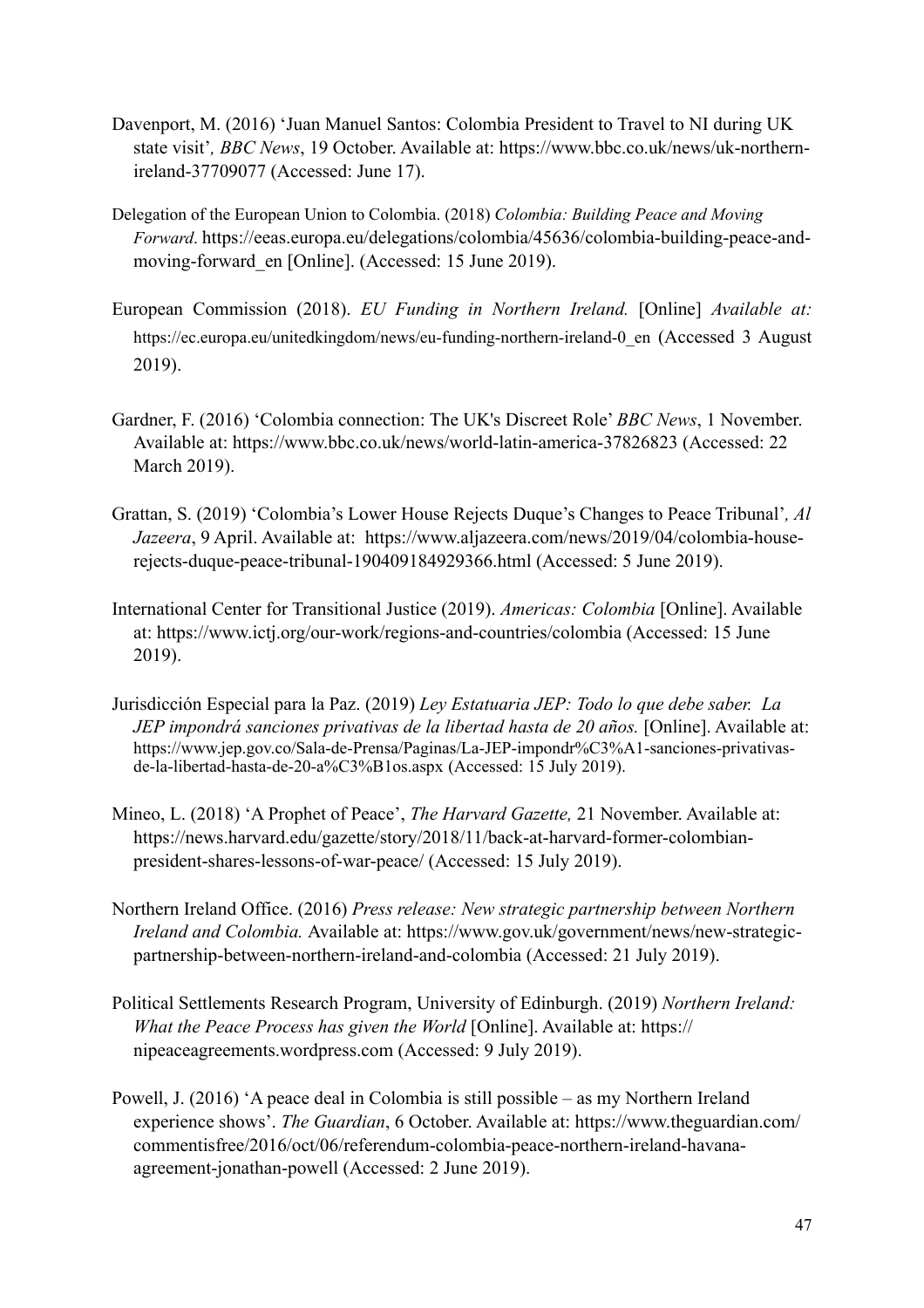Davenport, M. (2016) 'Juan Manuel Santos: Colombia President to Travel to NI during UK state visit', *BBC News*, 19 October. Available at: https://www.bbc.co.uk/news/uk-northern-ireland-37709077 (Accessed: June 17).

Delegation of the European Union to Colombia. (2018) *Colombia: Building Peace and Moving Forward.* https://eeas.europa.eu/delegations/colombia/45636/colombia-building-peace-and-moving-forward_en [Online]. (Accessed: 15 June 2019).

European Commission (2018). *EU Funding in Northern Ireland.* [Online] *Available at:* https://ec.europa.eu/unitedkingdom/news/eu-funding-northern-ireland-0_en (Accessed 3 August 2019).

Gardner, F. (2016) 'Colombia connection: The UK's Discreet Role' *BBC News*, 1 November. Available at: https://www.bbc.co.uk/news/world-latin-america-37826823 (Accessed: 22 March 2019).

Grattan, S. (2019) 'Colombia's Lower House Rejects Duque's Changes to Peace Tribunal', *Al Jazeera*, 9 April. Available at: https://www.aljazeera.com/news/2019/04/colombia-house-rejects-duque-peace-tribunal-190409184929366.html (Accessed: 5 June 2019).

International Center for Transitional Justice (2019). *Americas: Colombia* [Online]. Available at: https://www.ictj.org/our-work/regions-and-countries/colombia (Accessed: 15 June 2019).

Jurisdicción Especial para la Paz. (2019) *Ley Estatuaria JEP: Todo lo que debe saber. La JEP impondrá sanciones privativas de la libertad hasta de 20 años.* [Online]. Available at: https://www.jep.gov.co/Sala-de-Prensa/Paginas/La-JEP-impondr%C3%A1-sanciones-privativas-de-la-libertad-hasta-de-20-a%C3%B1os.aspx (Accessed: 15 July 2019).

Mineo, L. (2018) 'A Prophet of Peace', *The Harvard Gazette,* 21 November. Available at: https://news.harvard.edu/gazette/story/2018/11/back-at-harvard-former-colombian-president-shares-lessons-of-war-peace/ (Accessed: 15 July 2019).

Northern Ireland Office. (2016) *Press release: New strategic partnership between Northern Ireland and Colombia.* Available at: https://www.gov.uk/government/news/new-strategic-partnership-between-northern-ireland-and-colombia (Accessed: 21 July 2019).

Political Settlements Research Program, University of Edinburgh. (2019) *Northern Ireland: What the Peace Process has given the World* [Online]. Available at: https://nipeaceagreements.wordpress.com (Accessed: 9 July 2019).

Powell, J. (2016) 'A peace deal in Colombia is still possible – as my Northern Ireland experience shows'. *The Guardian*, 6 October. Available at: https://www.theguardian.com/commentisfree/2016/oct/06/referendum-colombia-peace-northern-ireland-havana-agreement-jonathan-powell (Accessed: 2 June 2019).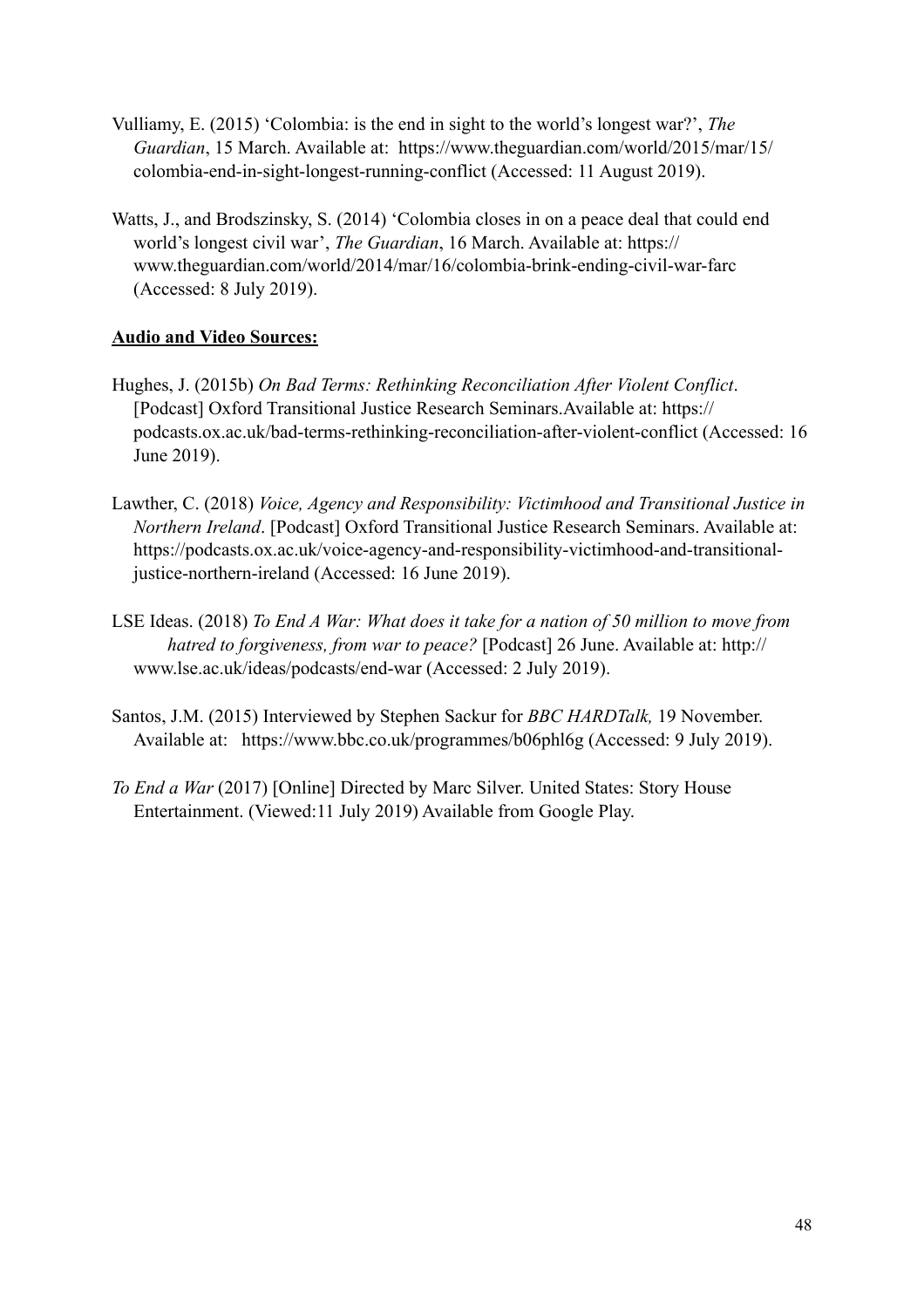Vulliamy, E. (2015) 'Colombia: is the end in sight to the world's longest war?', *The Guardian*, 15 March. Available at: https://www.theguardian.com/world/2015/mar/15/colombia-end-in-sight-longest-running-conflict (Accessed: 11 August 2019).

Watts, J., and Brodszinsky, S. (2014) 'Colombia closes in on a peace deal that could end world's longest civil war', *The Guardian*, 16 March. Available at: https://www.theguardian.com/world/2014/mar/16/colombia-brink-ending-civil-war-farc (Accessed: 8 July 2019).

**Audio and Video Sources:**

Hughes, J. (2015b) *On Bad Terms: Rethinking Reconciliation After Violent Conflict*. [Podcast] Oxford Transitional Justice Research Seminars.Available at: https://podcasts.ox.ac.uk/bad-terms-rethinking-reconciliation-after-violent-conflict (Accessed: 16 June 2019).

Lawther, C. (2018) *Voice, Agency and Responsibility: Victimhood and Transitional Justice in Northern Ireland*. [Podcast] Oxford Transitional Justice Research Seminars. Available at: https://podcasts.ox.ac.uk/voice-agency-and-responsibility-victimhood-and-transitional-justice-northern-ireland (Accessed: 16 June 2019).

LSE Ideas. (2018) *To End A War: What does it take for a nation of 50 million to move from hatred to forgiveness, from war to peace?* [Podcast] 26 June. Available at: http://www.lse.ac.uk/ideas/podcasts/end-war (Accessed: 2 July 2019).

Santos, J.M. (2015) Interviewed by Stephen Sackur for *BBC HARDTalk,* 19 November. Available at: https://www.bbc.co.uk/programmes/b06phl6g (Accessed: 9 July 2019).

*To End a War* (2017) [Online] Directed by Marc Silver. United States: Story House Entertainment. (Viewed:11 July 2019) Available from Google Play.